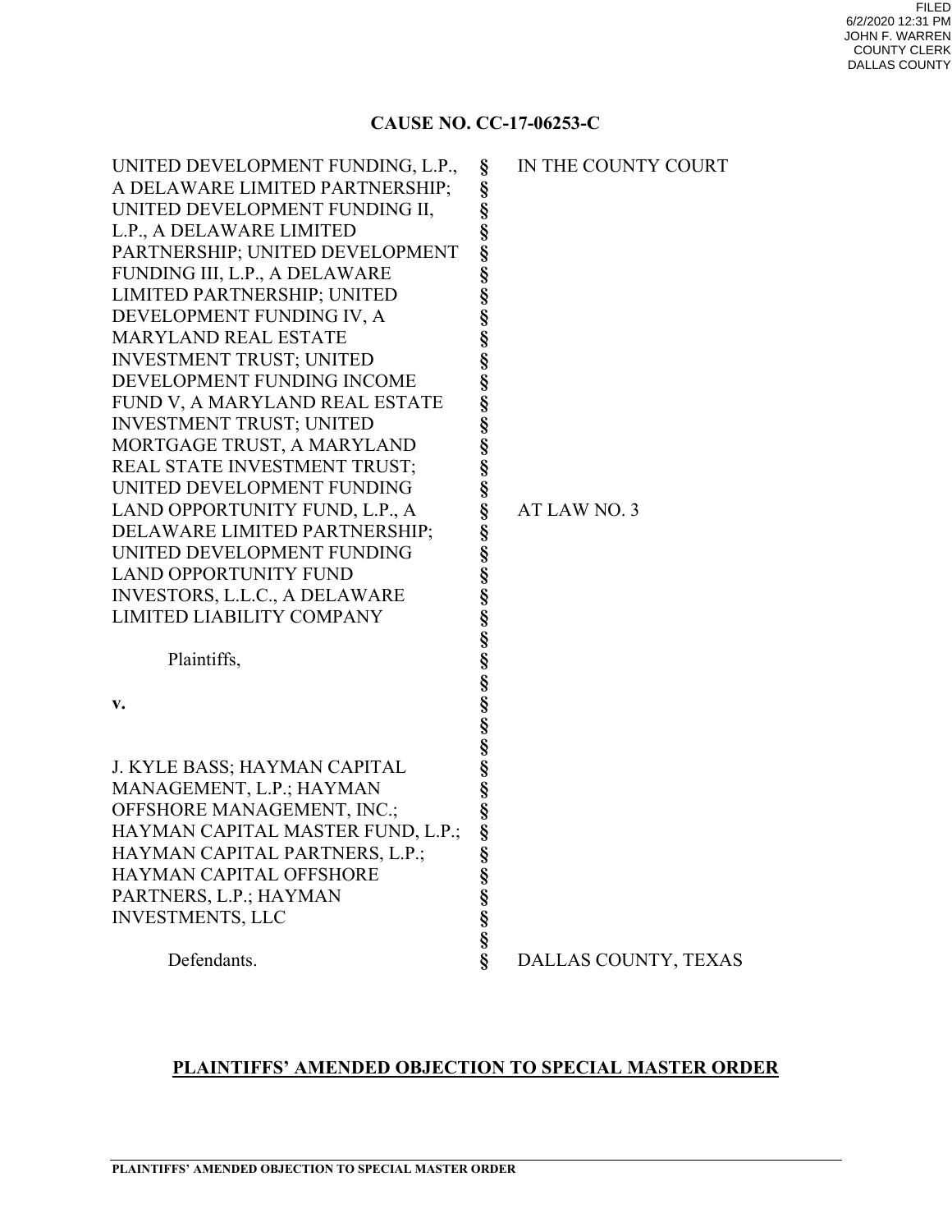FILED
6/2/2020 12:31 PM
JOHN F. WARREN
COUNTY CLERK
DALLAS COUNTY

**CAUSE NO. CC-17-06253-C**

| | | |
|---|---|---|
| UNITED DEVELOPMENT FUNDING, L.P., A DELAWARE LIMITED PARTNERSHIP; UNITED DEVELOPMENT FUNDING II, L.P., A DELAWARE LIMITED PARTNERSHIP; UNITED DEVELOPMENT FUNDING III, L.P., A DELAWARE LIMITED PARTNERSHIP; UNITED DEVELOPMENT FUNDING IV, A MARYLAND REAL ESTATE INVESTMENT TRUST; UNITED DEVELOPMENT FUNDING INCOME FUND V, A MARYLAND REAL ESTATE INVESTMENT TRUST; UNITED MORTGAGE TRUST, A MARYLAND REAL STATE INVESTMENT TRUST; UNITED DEVELOPMENT FUNDING LAND OPPORTUNITY FUND, L.P., A DELAWARE LIMITED PARTNERSHIP; UNITED DEVELOPMENT FUNDING LAND OPPORTUNITY FUND INVESTORS, L.L.C., A DELAWARE LIMITED LIABILITY COMPANY | § | IN THE COUNTY COURT |
| Plaintiffs, | § | AT LAW NO. 3 |
| **v.** | § | |
| J. KYLE BASS; HAYMAN CAPITAL MANAGEMENT, L.P.; HAYMAN OFFSHORE MANAGEMENT, INC.; HAYMAN CAPITAL MASTER FUND, L.P.; HAYMAN CAPITAL PARTNERS, L.P.; HAYMAN CAPITAL OFFSHORE PARTNERS, L.P.; HAYMAN INVESTMENTS, LLC | § | |
| Defendants. | § | DALLAS COUNTY, TEXAS |

## PLAINTIFFS' AMENDED OBJECTION TO SPECIAL MASTER ORDER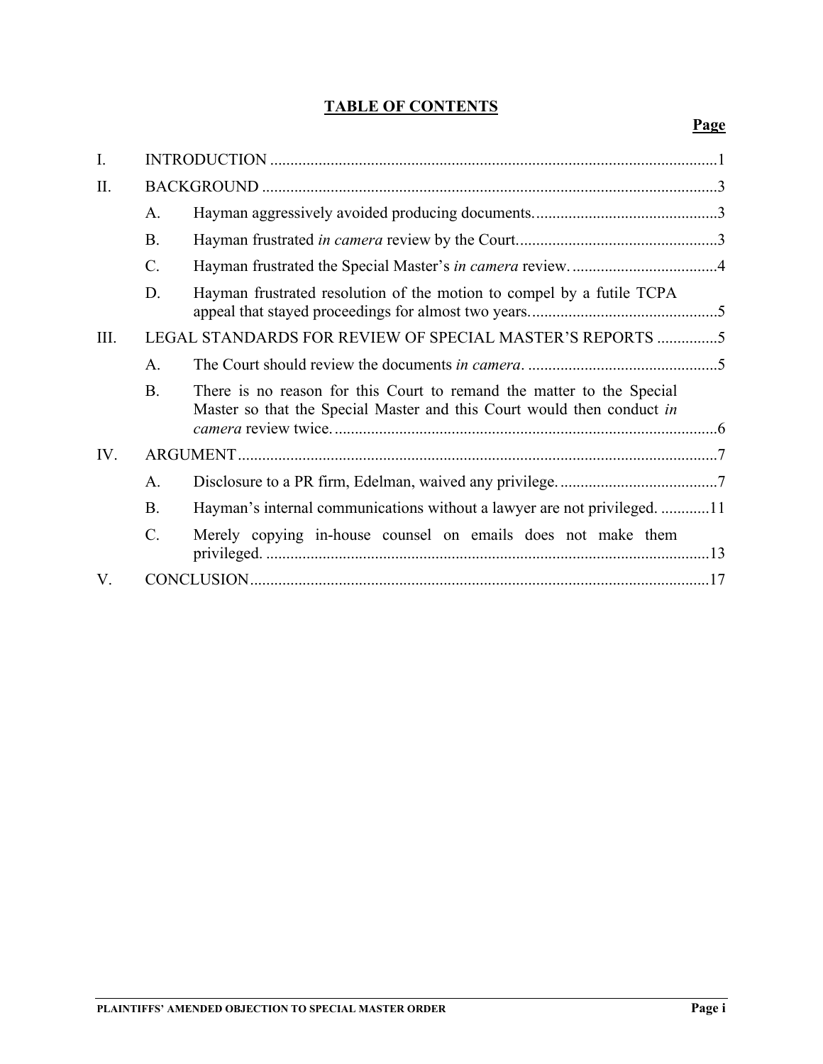# TABLE OF CONTENTS

| | | Page |
|---|---|---|
| I. | INTRODUCTION | 1 |
| II. | BACKGROUND | 3 |
| | A. Hayman aggressively avoided producing documents. | 3 |
| | B. Hayman frustrated *in camera* review by the Court. | 3 |
| | C. Hayman frustrated the Special Master's *in camera* review. | 4 |
| | D. Hayman frustrated resolution of the motion to compel by a futile TCPA appeal that stayed proceedings for almost two years. | 5 |
| III. | LEGAL STANDARDS FOR REVIEW OF SPECIAL MASTER'S REPORTS | 5 |
| | A. The Court should review the documents *in camera*. | 5 |
| | B. There is no reason for this Court to remand the matter to the Special Master so that the Special Master and this Court would then conduct *in camera* review twice. | 6 |
| IV. | ARGUMENT | 7 |
| | A. Disclosure to a PR firm, Edelman, waived any privilege. | 7 |
| | B. Hayman's internal communications without a lawyer are not privileged. | 11 |
| | C. Merely copying in-house counsel on emails does not make them privileged. | 13 |
| V. | CONCLUSION | 17 |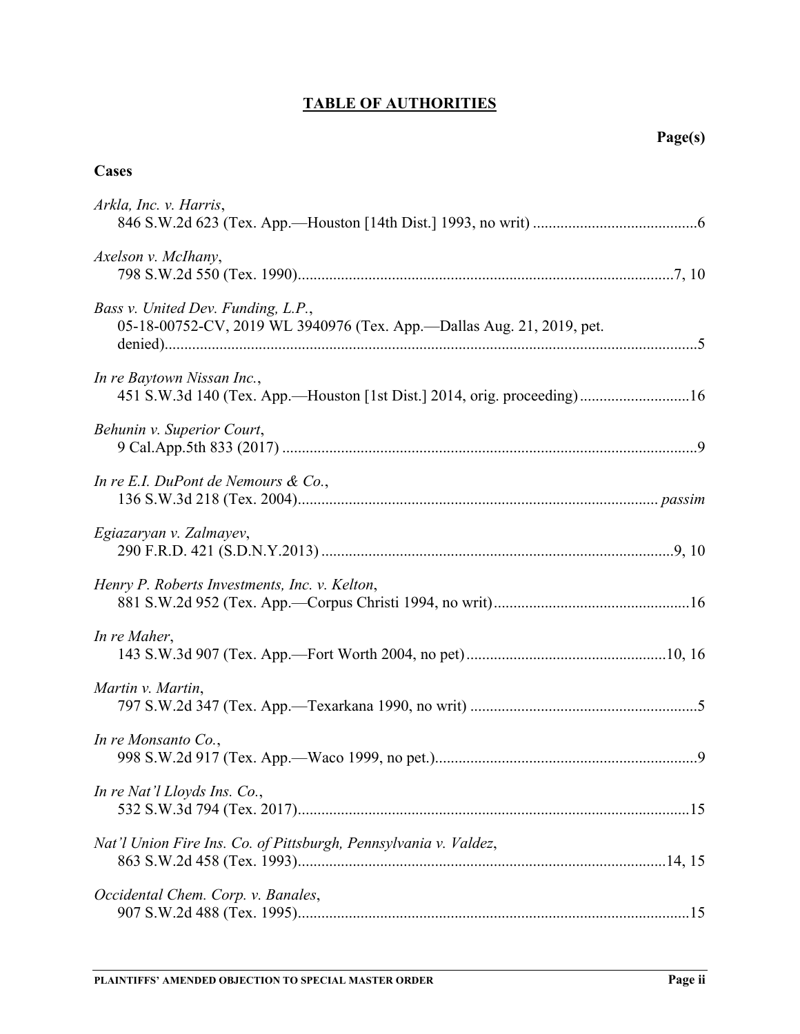## TABLE OF AUTHORITIES

**Page(s)**

### Cases

*Arkla, Inc. v. Harris*,
846 S.W.2d 623 (Tex. App.—Houston [14th Dist.] 1993, no writ) ..........6

*Axelson v. McIhany*,
798 S.W.2d 550 (Tex. 1990)..........7, 10

*Bass v. United Dev. Funding, L.P.*,
05-18-00752-CV, 2019 WL 3940976 (Tex. App.—Dallas Aug. 21, 2019, pet. denied)..........5

*In re Baytown Nissan Inc.*,
451 S.W.3d 140 (Tex. App.—Houston [1st Dist.] 2014, orig. proceeding)..........16

*Behunin v. Superior Court*,
9 Cal.App.5th 833 (2017)..........9

*In re E.I. DuPont de Nemours & Co.*,
136 S.W.3d 218 (Tex. 2004).......... *passim*

*Egiazaryan v. Zalmayev*,
290 F.R.D. 421 (S.D.N.Y.2013)..........9, 10

*Henry P. Roberts Investments, Inc. v. Kelton*,
881 S.W.2d 952 (Tex. App.—Corpus Christi 1994, no writ)..........16

*In re Maher*,
143 S.W.3d 907 (Tex. App.—Fort Worth 2004, no pet)..........10, 16

*Martin v. Martin*,
797 S.W.2d 347 (Tex. App.—Texarkana 1990, no writ)..........5

*In re Monsanto Co.*,
998 S.W.2d 917 (Tex. App.—Waco 1999, no pet.)..........9

*In re Nat'l Lloyds Ins. Co.*,
532 S.W.3d 794 (Tex. 2017)..........15

*Nat'l Union Fire Ins. Co. of Pittsburgh, Pennsylvania v. Valdez*,
863 S.W.2d 458 (Tex. 1993)..........14, 15

*Occidental Chem. Corp. v. Banales*,
907 S.W.2d 488 (Tex. 1995)..........15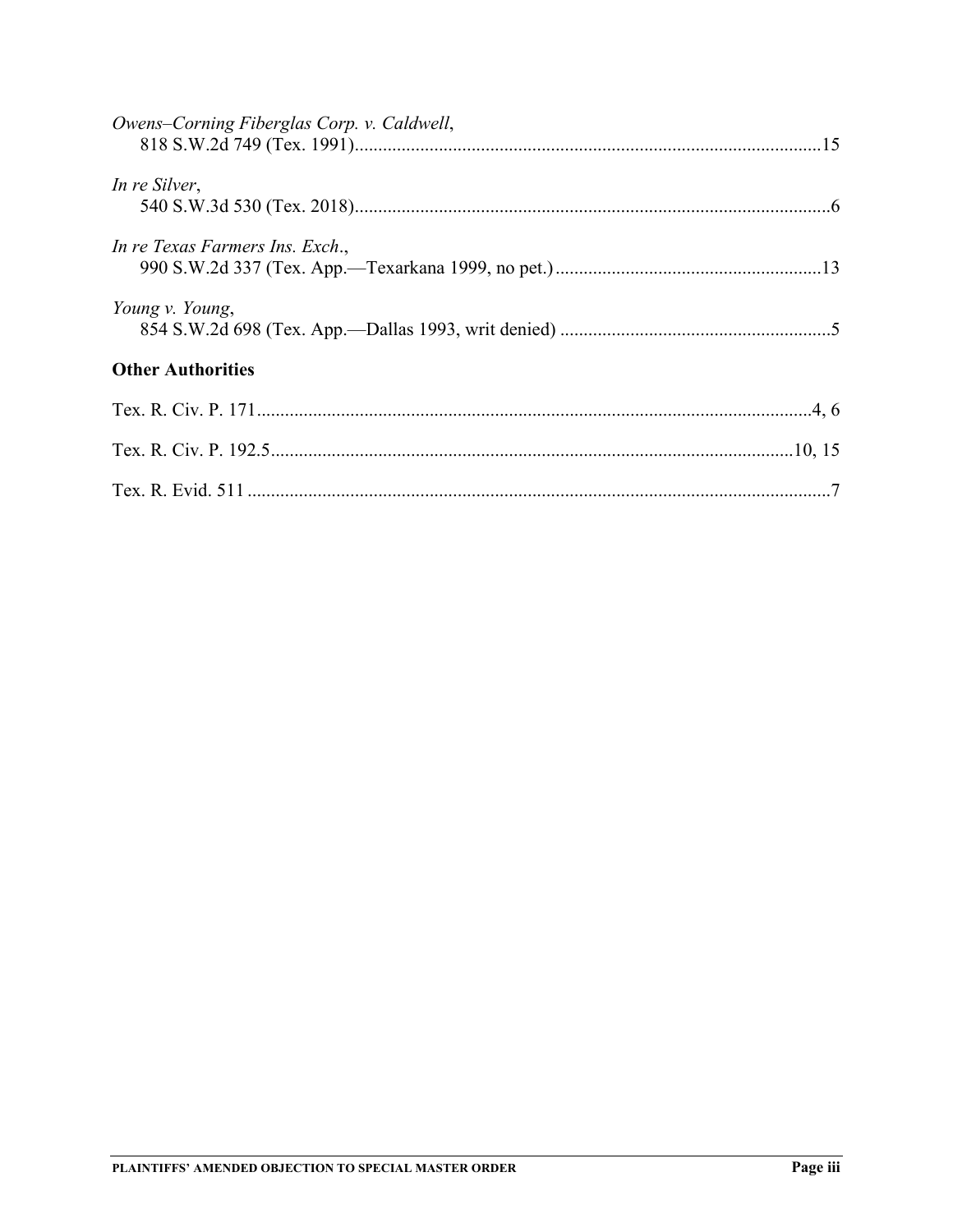*Owens–Corning Fiberglas Corp. v. Caldwell*,
818 S.W.2d 749 (Tex. 1991)....................................................................................................15

*In re Silver*,
540 S.W.3d 530 (Tex. 2018)......................................................................................................6

*In re Texas Farmers Ins. Exch*.,
990 S.W.2d 337 (Tex. App.—Texarkana 1999, no pet.).........................................................13

*Young v. Young*,
854 S.W.2d 698 (Tex. App.—Dallas 1993, writ denied) ..........................................................5

**Other Authorities**

Tex. R. Civ. P. 171......................................................................................................................4, 6

Tex. R. Civ. P. 192.5...............................................................................................................10, 15

Tex. R. Evid. 511 ............................................................................................................................7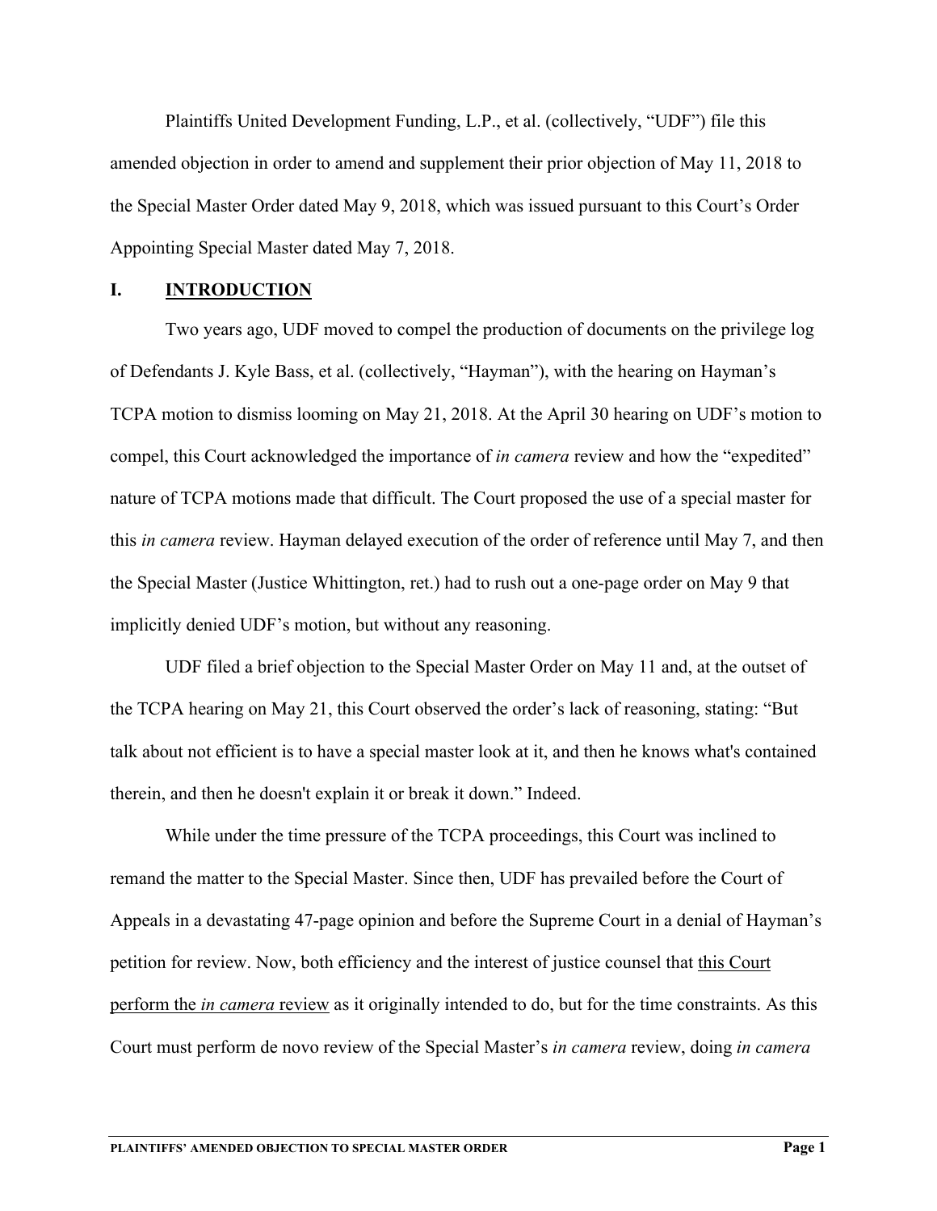Plaintiffs United Development Funding, L.P., et al. (collectively, "UDF") file this amended objection in order to amend and supplement their prior objection of May 11, 2018 to the Special Master Order dated May 9, 2018, which was issued pursuant to this Court's Order Appointing Special Master dated May 7, 2018.

## I. INTRODUCTION

Two years ago, UDF moved to compel the production of documents on the privilege log of Defendants J. Kyle Bass, et al. (collectively, "Hayman"), with the hearing on Hayman's TCPA motion to dismiss looming on May 21, 2018. At the April 30 hearing on UDF's motion to compel, this Court acknowledged the importance of *in camera* review and how the "expedited" nature of TCPA motions made that difficult. The Court proposed the use of a special master for this *in camera* review. Hayman delayed execution of the order of reference until May 7, and then the Special Master (Justice Whittington, ret.) had to rush out a one-page order on May 9 that implicitly denied UDF's motion, but without any reasoning.

UDF filed a brief objection to the Special Master Order on May 11 and, at the outset of the TCPA hearing on May 21, this Court observed the order's lack of reasoning, stating: "But talk about not efficient is to have a special master look at it, and then he knows what's contained therein, and then he doesn't explain it or break it down." Indeed.

While under the time pressure of the TCPA proceedings, this Court was inclined to remand the matter to the Special Master. Since then, UDF has prevailed before the Court of Appeals in a devastating 47-page opinion and before the Supreme Court in a denial of Hayman's petition for review. Now, both efficiency and the interest of justice counsel that <u>this Court perform the *in camera* review</u> as it originally intended to do, but for the time constraints. As this Court must perform de novo review of the Special Master's *in camera* review, doing *in camera*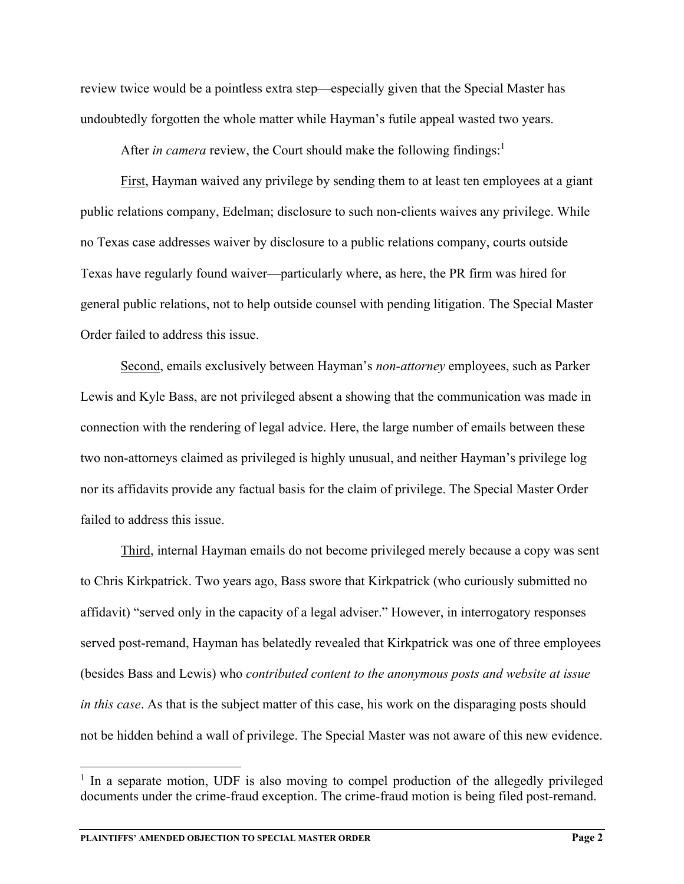review twice would be a pointless extra step—especially given that the Special Master has undoubtedly forgotten the whole matter while Hayman's futile appeal wasted two years.

After *in camera* review, the Court should make the following findings:[1]

First, Hayman waived any privilege by sending them to at least ten employees at a giant public relations company, Edelman; disclosure to such non-clients waives any privilege. While no Texas case addresses waiver by disclosure to a public relations company, courts outside Texas have regularly found waiver—particularly where, as here, the PR firm was hired for general public relations, not to help outside counsel with pending litigation. The Special Master Order failed to address this issue.

Second, emails exclusively between Hayman's *non-attorney* employees, such as Parker Lewis and Kyle Bass, are not privileged absent a showing that the communication was made in connection with the rendering of legal advice. Here, the large number of emails between these two non-attorneys claimed as privileged is highly unusual, and neither Hayman's privilege log nor its affidavits provide any factual basis for the claim of privilege. The Special Master Order failed to address this issue.

Third, internal Hayman emails do not become privileged merely because a copy was sent to Chris Kirkpatrick. Two years ago, Bass swore that Kirkpatrick (who curiously submitted no affidavit) "served only in the capacity of a legal adviser." However, in interrogatory responses served post-remand, Hayman has belatedly revealed that Kirkpatrick was one of three employees (besides Bass and Lewis) who *contributed content to the anonymous posts and website at issue in this case*. As that is the subject matter of this case, his work on the disparaging posts should not be hidden behind a wall of privilege. The Special Master was not aware of this new evidence.

[1] In a separate motion, UDF is also moving to compel production of the allegedly privileged documents under the crime-fraud exception. The crime-fraud motion is being filed post-remand.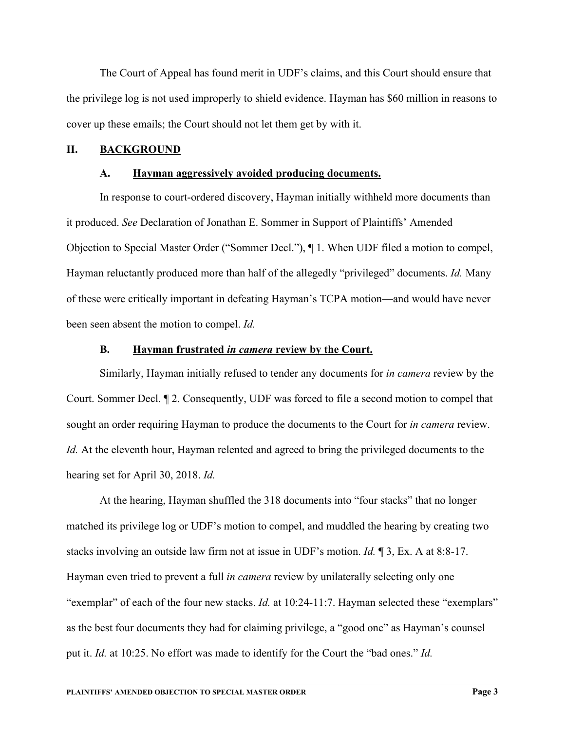The Court of Appeal has found merit in UDF's claims, and this Court should ensure that the privilege log is not used improperly to shield evidence. Hayman has $60 million in reasons to cover up these emails; the Court should not let them get by with it.

## II. <u>BACKGROUND</u>

### A. <u>Hayman aggressively avoided producing documents.</u>

In response to court-ordered discovery, Hayman initially withheld more documents than it produced. *See* Declaration of Jonathan E. Sommer in Support of Plaintiffs' Amended Objection to Special Master Order ("Sommer Decl."), ¶ 1. When UDF filed a motion to compel, Hayman reluctantly produced more than half of the allegedly "privileged" documents. *Id.* Many of these were critically important in defeating Hayman's TCPA motion—and would have never been seen absent the motion to compel. *Id.*

### B. <u>Hayman frustrated *in camera* review by the Court.</u>

Similarly, Hayman initially refused to tender any documents for *in camera* review by the Court. Sommer Decl. ¶ 2. Consequently, UDF was forced to file a second motion to compel that sought an order requiring Hayman to produce the documents to the Court for *in camera* review. *Id.* At the eleventh hour, Hayman relented and agreed to bring the privileged documents to the hearing set for April 30, 2018. *Id.*

At the hearing, Hayman shuffled the 318 documents into "four stacks" that no longer matched its privilege log or UDF's motion to compel, and muddled the hearing by creating two stacks involving an outside law firm not at issue in UDF's motion. *Id.* ¶ 3, Ex. A at 8:8-17. Hayman even tried to prevent a full *in camera* review by unilaterally selecting only one "exemplar" of each of the four new stacks. *Id.* at 10:24-11:7. Hayman selected these "exemplars" as the best four documents they had for claiming privilege, a "good one" as Hayman's counsel put it. *Id.* at 10:25. No effort was made to identify for the Court the "bad ones." *Id.*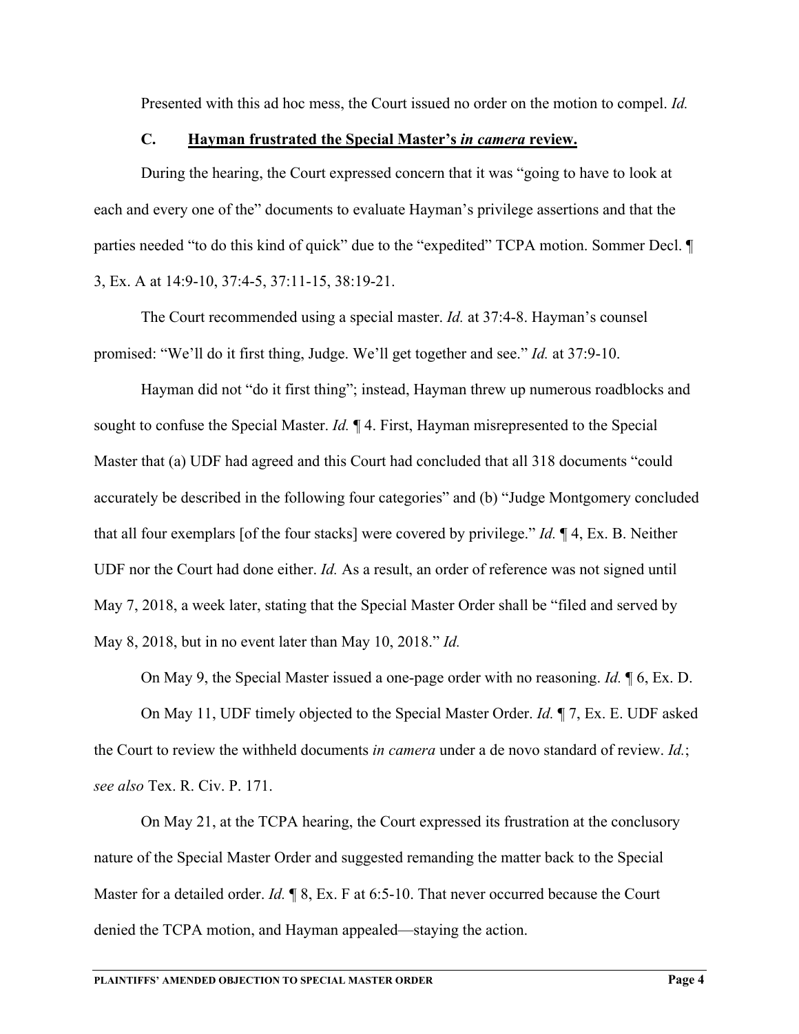Presented with this ad hoc mess, the Court issued no order on the motion to compel. *Id.*

### C. Hayman frustrated the Special Master's *in camera* review.

During the hearing, the Court expressed concern that it was "going to have to look at each and every one of the" documents to evaluate Hayman's privilege assertions and that the parties needed "to do this kind of quick" due to the "expedited" TCPA motion. Sommer Decl. ¶ 3, Ex. A at 14:9-10, 37:4-5, 37:11-15, 38:19-21.

The Court recommended using a special master. *Id.* at 37:4-8. Hayman's counsel promised: "We'll do it first thing, Judge. We'll get together and see." *Id.* at 37:9-10.

Hayman did not "do it first thing"; instead, Hayman threw up numerous roadblocks and sought to confuse the Special Master. *Id.* ¶ 4. First, Hayman misrepresented to the Special Master that (a) UDF had agreed and this Court had concluded that all 318 documents "could accurately be described in the following four categories" and (b) "Judge Montgomery concluded that all four exemplars [of the four stacks] were covered by privilege." *Id.* ¶ 4, Ex. B. Neither UDF nor the Court had done either. *Id.* As a result, an order of reference was not signed until May 7, 2018, a week later, stating that the Special Master Order shall be "filed and served by May 8, 2018, but in no event later than May 10, 2018." *Id.*

On May 9, the Special Master issued a one-page order with no reasoning. *Id.* ¶ 6, Ex. D.

On May 11, UDF timely objected to the Special Master Order. *Id.* ¶ 7, Ex. E. UDF asked the Court to review the withheld documents *in camera* under a de novo standard of review. *Id.*; *see also* Tex. R. Civ. P. 171.

On May 21, at the TCPA hearing, the Court expressed its frustration at the conclusory nature of the Special Master Order and suggested remanding the matter back to the Special Master for a detailed order. *Id.* ¶ 8, Ex. F at 6:5-10. That never occurred because the Court denied the TCPA motion, and Hayman appealed—staying the action.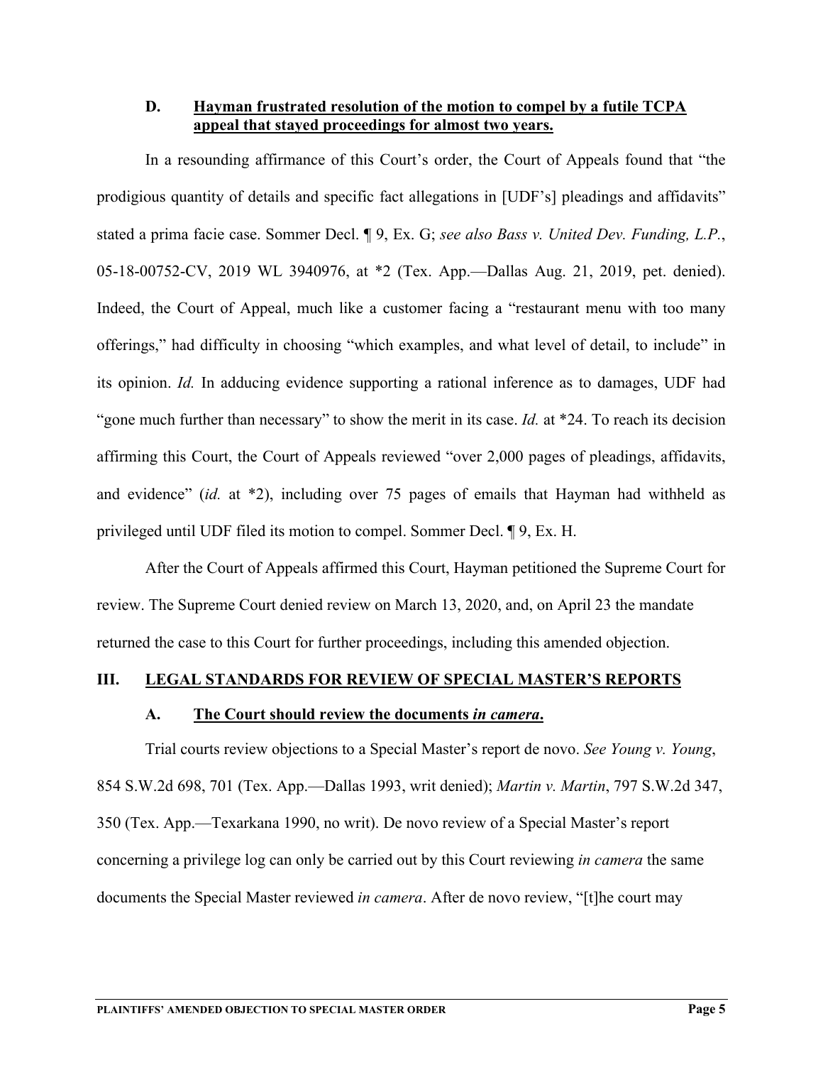### D. <u>Hayman frustrated resolution of the motion to compel by a futile TCPA appeal that stayed proceedings for almost two years.</u>

In a resounding affirmance of this Court's order, the Court of Appeals found that "the prodigious quantity of details and specific fact allegations in [UDF's] pleadings and affidavits" stated a prima facie case. Sommer Decl. ¶ 9, Ex. G; *see also Bass v. United Dev. Funding, L.P.*, 05-18-00752-CV, 2019 WL 3940976, at *2 (Tex. App.—Dallas Aug. 21, 2019, pet. denied). Indeed, the Court of Appeal, much like a customer facing a "restaurant menu with too many offerings," had difficulty in choosing "which examples, and what level of detail, to include" in its opinion. *Id.* In adducing evidence supporting a rational inference as to damages, UDF had "gone much further than necessary" to show the merit in its case. *Id.* at *24. To reach its decision affirming this Court, the Court of Appeals reviewed "over 2,000 pages of pleadings, affidavits, and evidence" (*id.* at *2), including over 75 pages of emails that Hayman had withheld as privileged until UDF filed its motion to compel. Sommer Decl. ¶ 9, Ex. H.

After the Court of Appeals affirmed this Court, Hayman petitioned the Supreme Court for review. The Supreme Court denied review on March 13, 2020, and, on April 23 the mandate returned the case to this Court for further proceedings, including this amended objection.

## III. <u>LEGAL STANDARDS FOR REVIEW OF SPECIAL MASTER'S REPORTS</u>

### A. <u>The Court should review the documents *in camera*.</u>

Trial courts review objections to a Special Master's report de novo. *See Young v. Young*, 854 S.W.2d 698, 701 (Tex. App.—Dallas 1993, writ denied); *Martin v. Martin*, 797 S.W.2d 347, 350 (Tex. App.—Texarkana 1990, no writ). De novo review of a Special Master's report concerning a privilege log can only be carried out by this Court reviewing *in camera* the same documents the Special Master reviewed *in camera*. After de novo review, "[t]he court may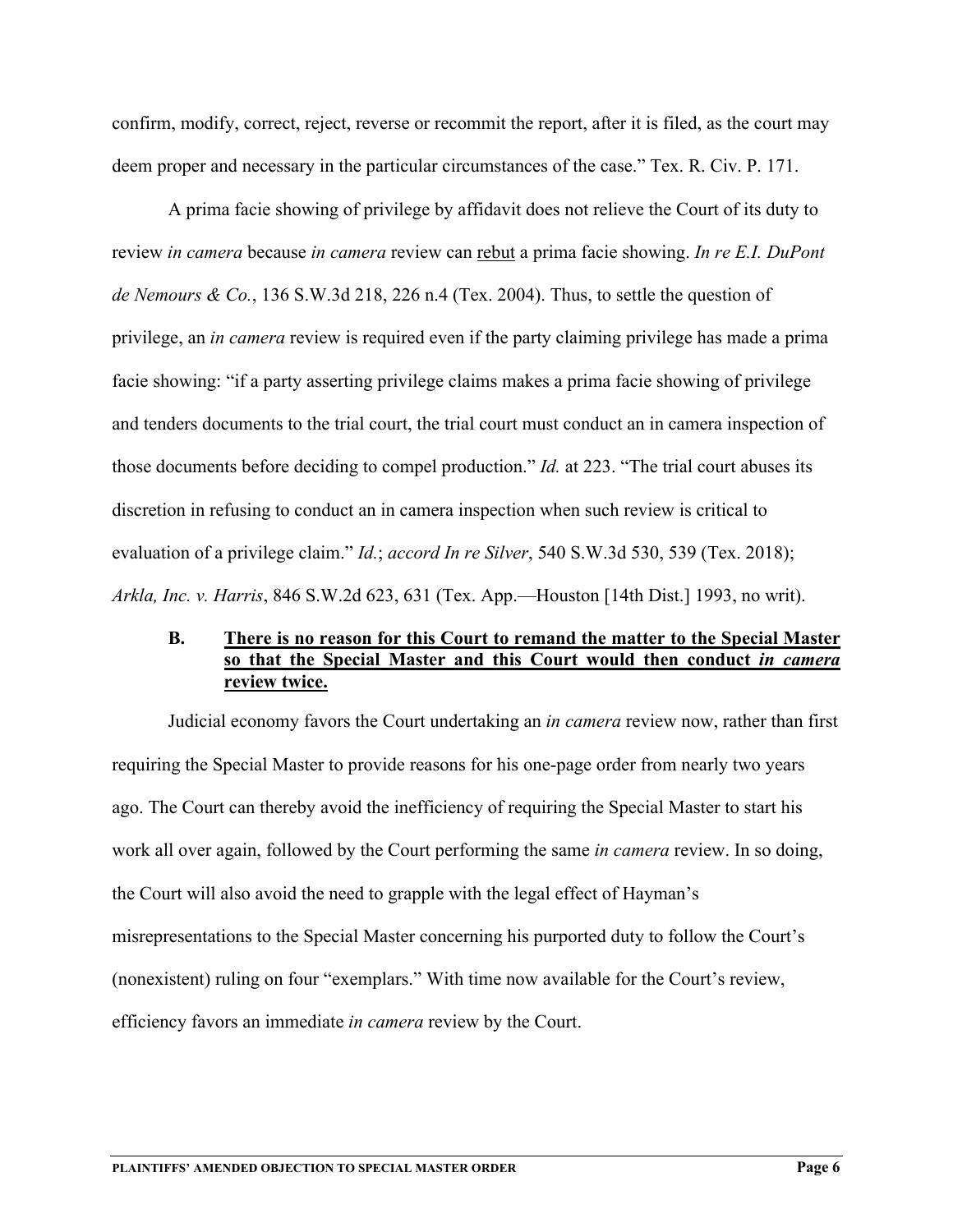confirm, modify, correct, reject, reverse or recommit the report, after it is filed, as the court may deem proper and necessary in the particular circumstances of the case." Tex. R. Civ. P. 171.

A prima facie showing of privilege by affidavit does not relieve the Court of its duty to review *in camera* because *in camera* review can <u>rebut</u> a prima facie showing. *In re E.I. DuPont de Nemours & Co.*, 136 S.W.3d 218, 226 n.4 (Tex. 2004). Thus, to settle the question of privilege, an *in camera* review is required even if the party claiming privilege has made a prima facie showing: "if a party asserting privilege claims makes a prima facie showing of privilege and tenders documents to the trial court, the trial court must conduct an in camera inspection of those documents before deciding to compel production." *Id.* at 223. "The trial court abuses its discretion in refusing to conduct an in camera inspection when such review is critical to evaluation of a privilege claim." *Id.*; *accord In re Silver*, 540 S.W.3d 530, 539 (Tex. 2018); *Arkla, Inc. v. Harris*, 846 S.W.2d 623, 631 (Tex. App.—Houston [14th Dist.] 1993, no writ).

### B. <u>There is no reason for this Court to remand the matter to the Special Master so that the Special Master and this Court would then conduct *in camera* review twice.</u>

Judicial economy favors the Court undertaking an *in camera* review now, rather than first requiring the Special Master to provide reasons for his one-page order from nearly two years ago. The Court can thereby avoid the inefficiency of requiring the Special Master to start his work all over again, followed by the Court performing the same *in camera* review. In so doing, the Court will also avoid the need to grapple with the legal effect of Hayman's misrepresentations to the Special Master concerning his purported duty to follow the Court's (nonexistent) ruling on four "exemplars." With time now available for the Court's review, efficiency favors an immediate *in camera* review by the Court.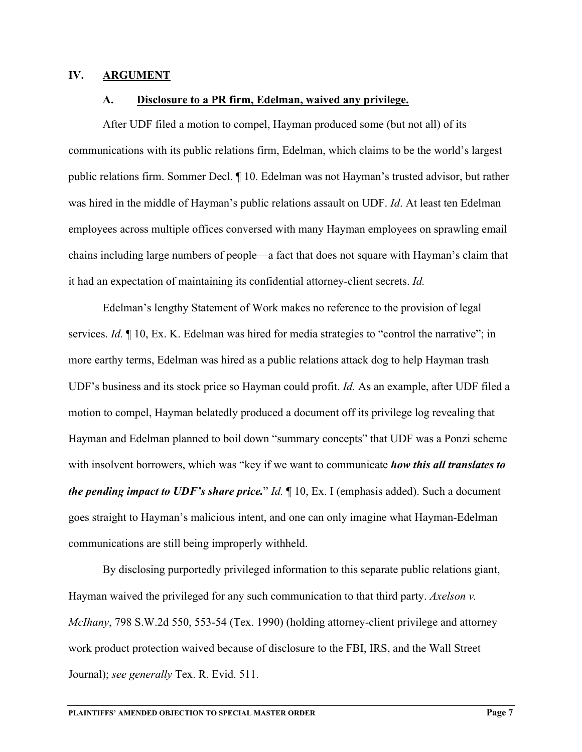## IV. ARGUMENT

### A. Disclosure to a PR firm, Edelman, waived any privilege.

After UDF filed a motion to compel, Hayman produced some (but not all) of its communications with its public relations firm, Edelman, which claims to be the world's largest public relations firm. Sommer Decl. ¶ 10. Edelman was not Hayman's trusted advisor, but rather was hired in the middle of Hayman's public relations assault on UDF. *Id*. At least ten Edelman employees across multiple offices conversed with many Hayman employees on sprawling email chains including large numbers of people—a fact that does not square with Hayman's claim that it had an expectation of maintaining its confidential attorney-client secrets. *Id.*

Edelman's lengthy Statement of Work makes no reference to the provision of legal services. *Id.* ¶ 10, Ex. K. Edelman was hired for media strategies to "control the narrative"; in more earthy terms, Edelman was hired as a public relations attack dog to help Hayman trash UDF's business and its stock price so Hayman could profit. *Id.* As an example, after UDF filed a motion to compel, Hayman belatedly produced a document off its privilege log revealing that Hayman and Edelman planned to boil down "summary concepts" that UDF was a Ponzi scheme with insolvent borrowers, which was "key if we want to communicate ***how this all translates to the pending impact to UDF's share price.***" *Id.* ¶ 10, Ex. I (emphasis added). Such a document goes straight to Hayman's malicious intent, and one can only imagine what Hayman-Edelman communications are still being improperly withheld.

By disclosing purportedly privileged information to this separate public relations giant, Hayman waived the privileged for any such communication to that third party. *Axelson v. McIhany*, 798 S.W.2d 550, 553-54 (Tex. 1990) (holding attorney-client privilege and attorney work product protection waived because of disclosure to the FBI, IRS, and the Wall Street Journal); *see generally* Tex. R. Evid. 511.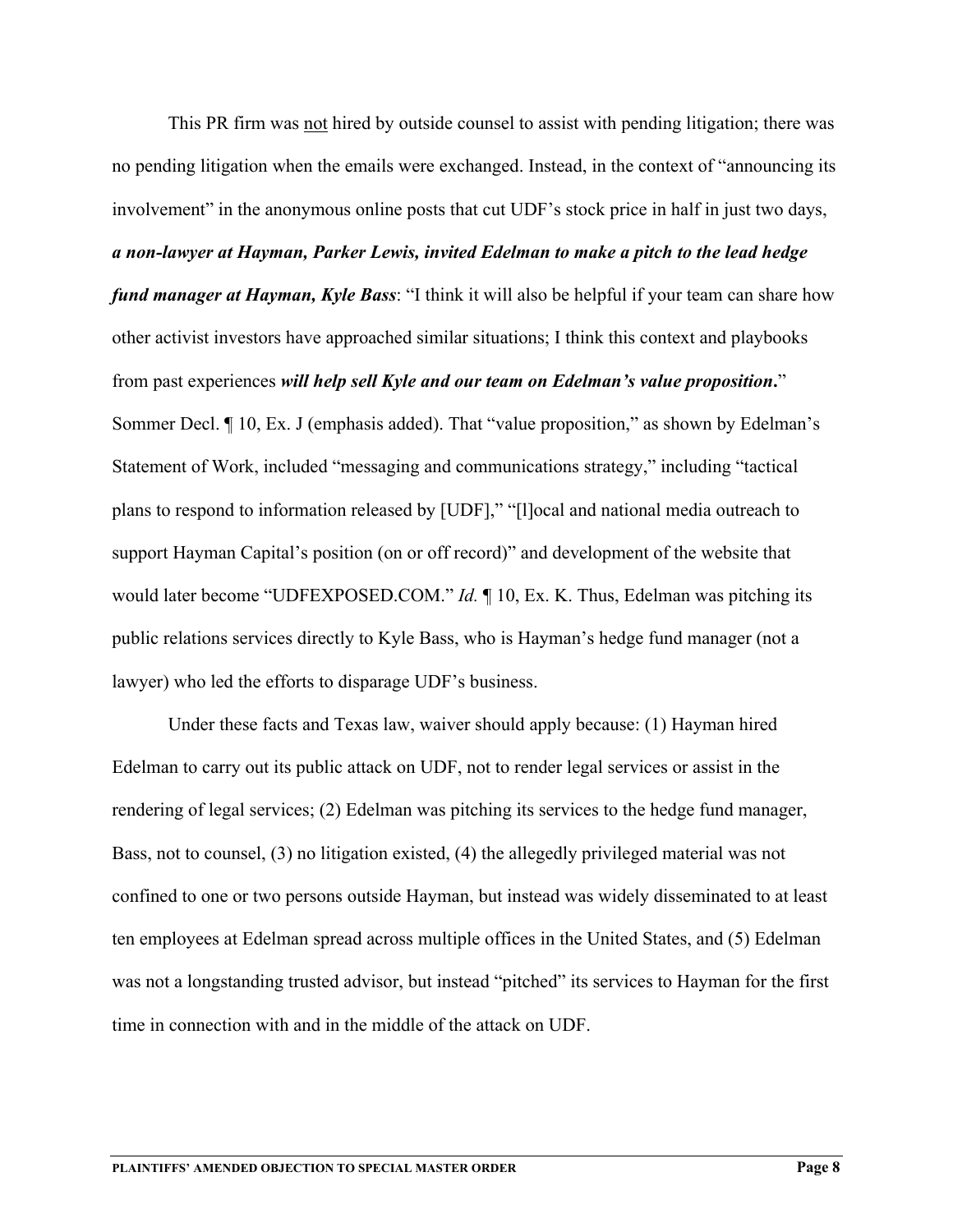This PR firm was <u>not</u> hired by outside counsel to assist with pending litigation; there was no pending litigation when the emails were exchanged. Instead, in the context of "announcing its involvement" in the anonymous online posts that cut UDF's stock price in half in just two days, ***a non-lawyer at Hayman, Parker Lewis, invited Edelman to make a pitch to the lead hedge fund manager at Hayman, Kyle Bass***: "I think it will also be helpful if your team can share how other activist investors have approached similar situations; I think this context and playbooks from past experiences ***will help sell Kyle and our team on Edelman's value proposition***." Sommer Decl. ¶ 10, Ex. J (emphasis added). That "value proposition," as shown by Edelman's Statement of Work, included "messaging and communications strategy," including "tactical plans to respond to information released by [UDF]," "[l]ocal and national media outreach to support Hayman Capital's position (on or off record)" and development of the website that would later become "UDFEXPOSED.COM." *Id.* ¶ 10, Ex. K. Thus, Edelman was pitching its public relations services directly to Kyle Bass, who is Hayman's hedge fund manager (not a lawyer) who led the efforts to disparage UDF's business.

Under these facts and Texas law, waiver should apply because: (1) Hayman hired Edelman to carry out its public attack on UDF, not to render legal services or assist in the rendering of legal services; (2) Edelman was pitching its services to the hedge fund manager, Bass, not to counsel, (3) no litigation existed, (4) the allegedly privileged material was not confined to one or two persons outside Hayman, but instead was widely disseminated to at least ten employees at Edelman spread across multiple offices in the United States, and (5) Edelman was not a longstanding trusted advisor, but instead "pitched" its services to Hayman for the first time in connection with and in the middle of the attack on UDF.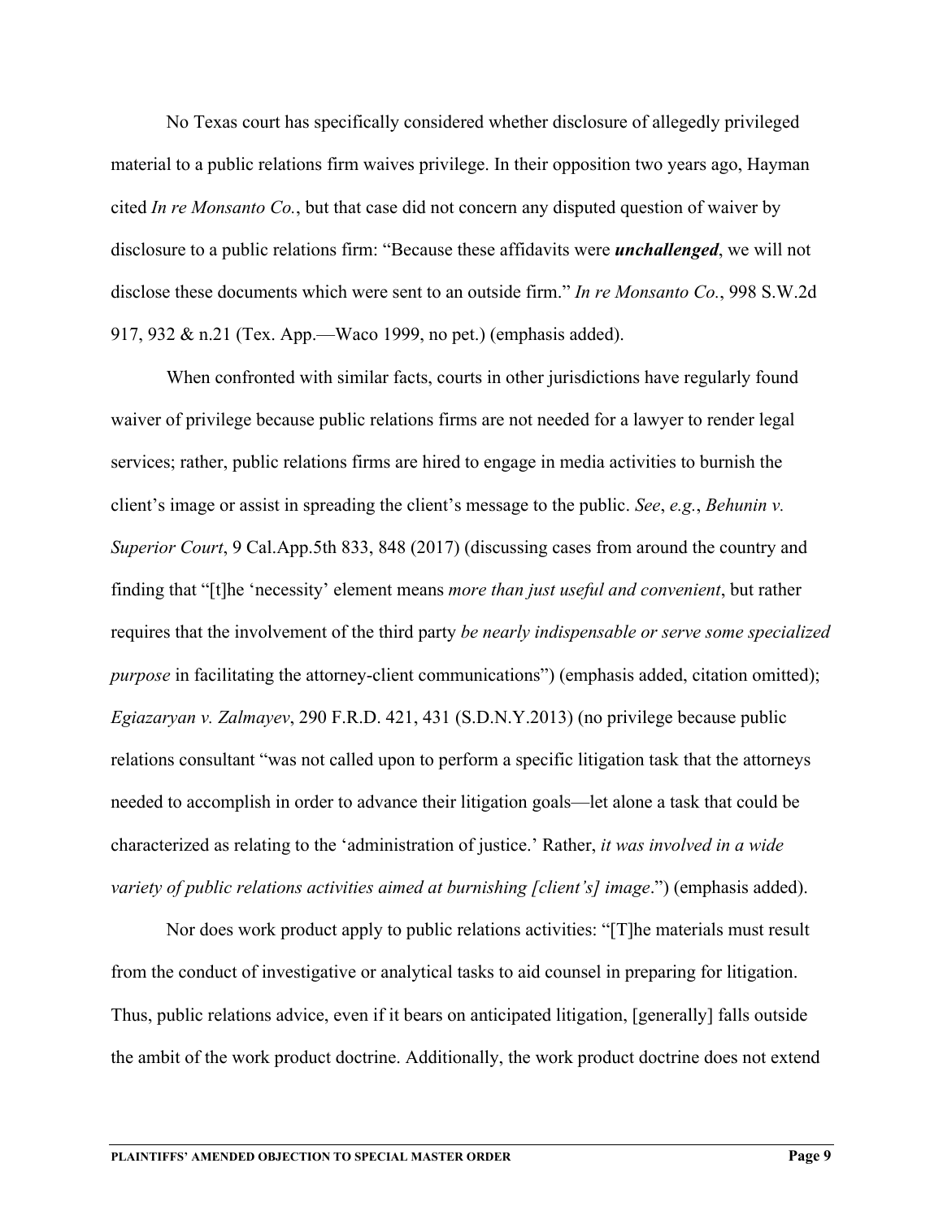No Texas court has specifically considered whether disclosure of allegedly privileged material to a public relations firm waives privilege. In their opposition two years ago, Hayman cited *In re Monsanto Co.*, but that case did not concern any disputed question of waiver by disclosure to a public relations firm: "Because these affidavits were ***unchallenged***, we will not disclose these documents which were sent to an outside firm." *In re Monsanto Co.*, 998 S.W.2d 917, 932 & n.21 (Tex. App.—Waco 1999, no pet.) (emphasis added).

When confronted with similar facts, courts in other jurisdictions have regularly found waiver of privilege because public relations firms are not needed for a lawyer to render legal services; rather, public relations firms are hired to engage in media activities to burnish the client's image or assist in spreading the client's message to the public. *See*, *e.g.*, *Behunin v. Superior Court*, 9 Cal.App.5th 833, 848 (2017) (discussing cases from around the country and finding that "[t]he 'necessity' element means *more than just useful and convenient*, but rather requires that the involvement of the third party *be nearly indispensable or serve some specialized purpose* in facilitating the attorney-client communications") (emphasis added, citation omitted); *Egiazaryan v. Zalmayev*, 290 F.R.D. 421, 431 (S.D.N.Y.2013) (no privilege because public relations consultant "was not called upon to perform a specific litigation task that the attorneys needed to accomplish in order to advance their litigation goals—let alone a task that could be characterized as relating to the 'administration of justice.' Rather, *it was involved in a wide variety of public relations activities aimed at burnishing [client's] image*.") (emphasis added).

Nor does work product apply to public relations activities: "[T]he materials must result from the conduct of investigative or analytical tasks to aid counsel in preparing for litigation. Thus, public relations advice, even if it bears on anticipated litigation, [generally] falls outside the ambit of the work product doctrine. Additionally, the work product doctrine does not extend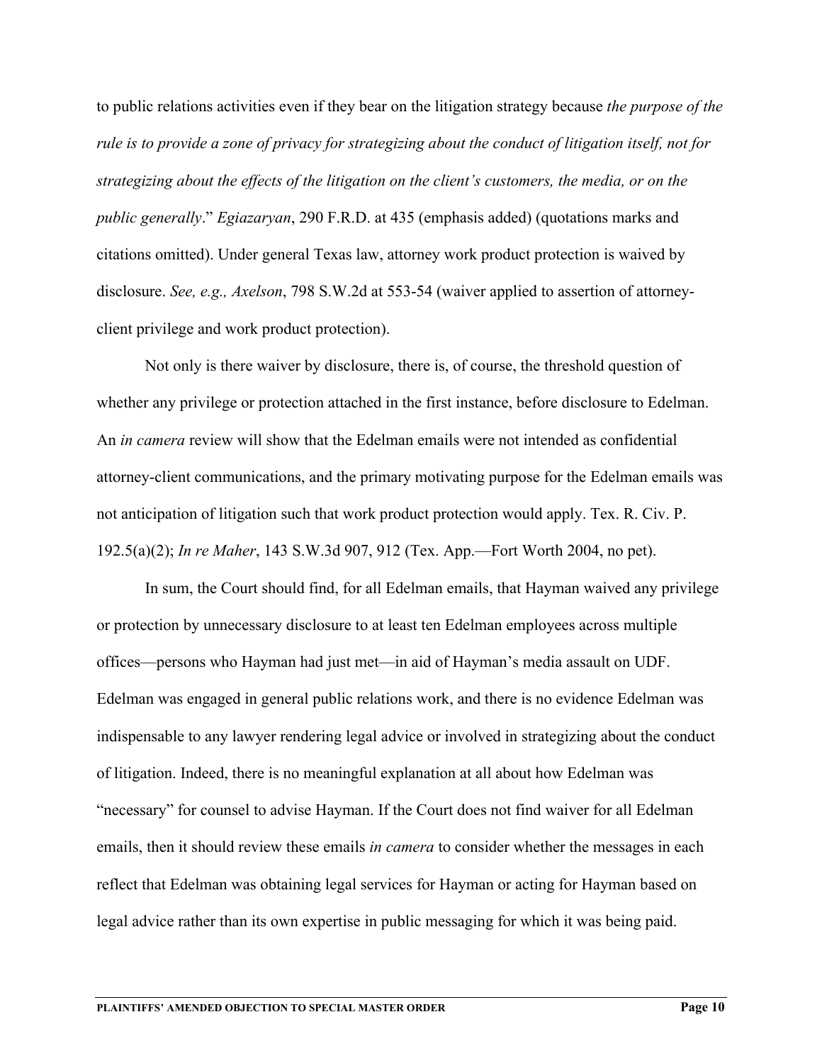to public relations activities even if they bear on the litigation strategy because *the purpose of the rule is to provide a zone of privacy for strategizing about the conduct of litigation itself, not for strategizing about the effects of the litigation on the client's customers, the media, or on the public generally*." *Egiazaryan*, 290 F.R.D. at 435 (emphasis added) (quotations marks and citations omitted). Under general Texas law, attorney work product protection is waived by disclosure. *See, e.g., Axelson*, 798 S.W.2d at 553-54 (waiver applied to assertion of attorney-client privilege and work product protection).

Not only is there waiver by disclosure, there is, of course, the threshold question of whether any privilege or protection attached in the first instance, before disclosure to Edelman. An *in camera* review will show that the Edelman emails were not intended as confidential attorney-client communications, and the primary motivating purpose for the Edelman emails was not anticipation of litigation such that work product protection would apply. Tex. R. Civ. P. 192.5(a)(2); *In re Maher*, 143 S.W.3d 907, 912 (Tex. App.—Fort Worth 2004, no pet).

In sum, the Court should find, for all Edelman emails, that Hayman waived any privilege or protection by unnecessary disclosure to at least ten Edelman employees across multiple offices—persons who Hayman had just met—in aid of Hayman's media assault on UDF. Edelman was engaged in general public relations work, and there is no evidence Edelman was indispensable to any lawyer rendering legal advice or involved in strategizing about the conduct of litigation. Indeed, there is no meaningful explanation at all about how Edelman was "necessary" for counsel to advise Hayman. If the Court does not find waiver for all Edelman emails, then it should review these emails *in camera* to consider whether the messages in each reflect that Edelman was obtaining legal services for Hayman or acting for Hayman based on legal advice rather than its own expertise in public messaging for which it was being paid.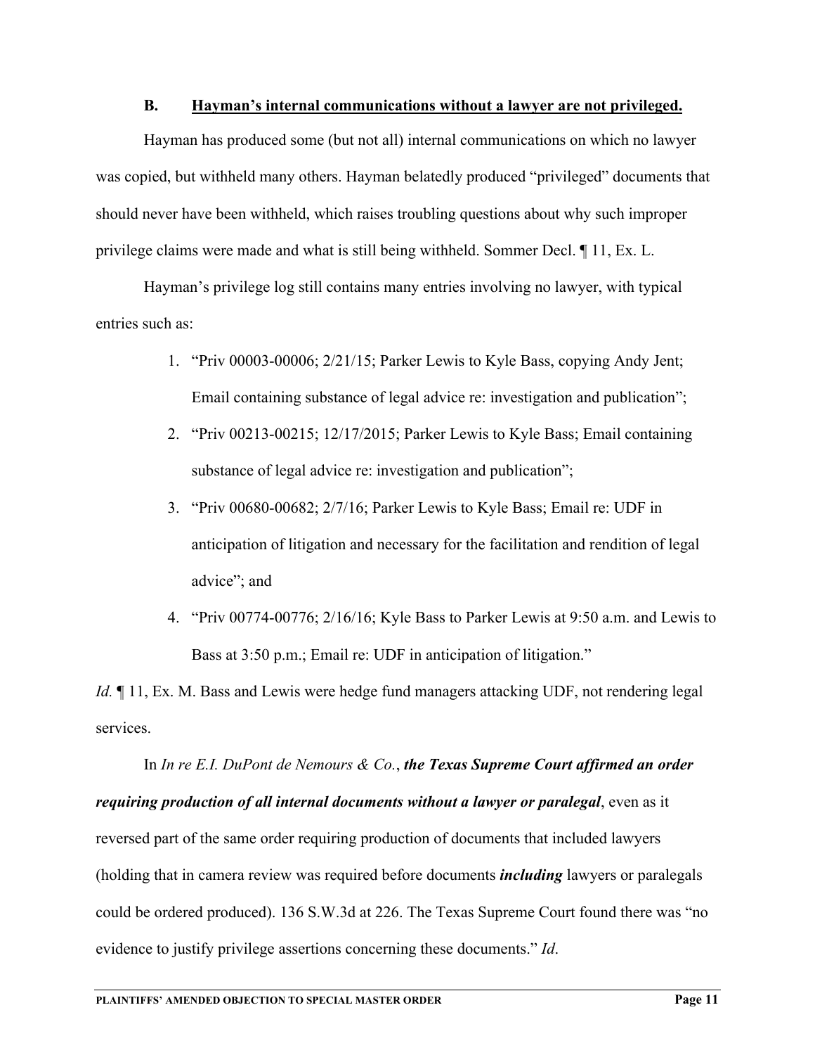### B. <u>Hayman's internal communications without a lawyer are not privileged.</u>

Hayman has produced some (but not all) internal communications on which no lawyer was copied, but withheld many others. Hayman belatedly produced "privileged" documents that should never have been withheld, which raises troubling questions about why such improper privilege claims were made and what is still being withheld. Sommer Decl. ¶ 11, Ex. L.

Hayman's privilege log still contains many entries involving no lawyer, with typical entries such as:

1. "Priv 00003-00006; 2/21/15; Parker Lewis to Kyle Bass, copying Andy Jent; Email containing substance of legal advice re: investigation and publication";
2. "Priv 00213-00215; 12/17/2015; Parker Lewis to Kyle Bass; Email containing substance of legal advice re: investigation and publication";
3. "Priv 00680-00682; 2/7/16; Parker Lewis to Kyle Bass; Email re: UDF in anticipation of litigation and necessary for the facilitation and rendition of legal advice"; and
4. "Priv 00774-00776; 2/16/16; Kyle Bass to Parker Lewis at 9:50 a.m. and Lewis to Bass at 3:50 p.m.; Email re: UDF in anticipation of litigation."

*Id.* ¶ 11, Ex. M. Bass and Lewis were hedge fund managers attacking UDF, not rendering legal services.

In *In re E.I. DuPont de Nemours & Co.*, ***the Texas Supreme Court affirmed an order requiring production of all internal documents without a lawyer or paralegal***, even as it reversed part of the same order requiring production of documents that included lawyers (holding that in camera review was required before documents ***including*** lawyers or paralegals could be ordered produced). 136 S.W.3d at 226. The Texas Supreme Court found there was "no evidence to justify privilege assertions concerning these documents." *Id*.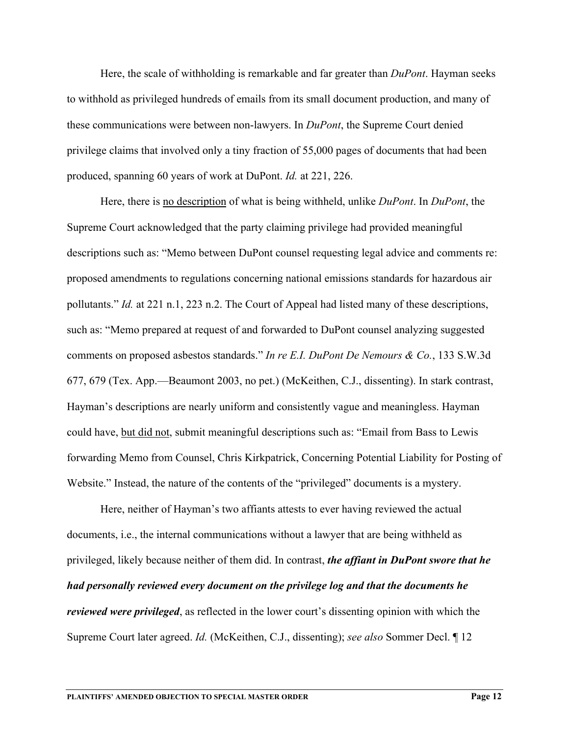Here, the scale of withholding is remarkable and far greater than *DuPont*. Hayman seeks to withhold as privileged hundreds of emails from its small document production, and many of these communications were between non-lawyers. In *DuPont*, the Supreme Court denied privilege claims that involved only a tiny fraction of 55,000 pages of documents that had been produced, spanning 60 years of work at DuPont. *Id.* at 221, 226.

Here, there is <u>no description</u> of what is being withheld, unlike *DuPont*. In *DuPont*, the Supreme Court acknowledged that the party claiming privilege had provided meaningful descriptions such as: "Memo between DuPont counsel requesting legal advice and comments re: proposed amendments to regulations concerning national emissions standards for hazardous air pollutants." *Id.* at 221 n.1, 223 n.2. The Court of Appeal had listed many of these descriptions, such as: "Memo prepared at request of and forwarded to DuPont counsel analyzing suggested comments on proposed asbestos standards." *In re E.I. DuPont De Nemours & Co.*, 133 S.W.3d 677, 679 (Tex. App.—Beaumont 2003, no pet.) (McKeithen, C.J., dissenting). In stark contrast, Hayman's descriptions are nearly uniform and consistently vague and meaningless. Hayman could have, <u>but did not</u>, submit meaningful descriptions such as: "Email from Bass to Lewis forwarding Memo from Counsel, Chris Kirkpatrick, Concerning Potential Liability for Posting of Website." Instead, the nature of the contents of the "privileged" documents is a mystery.

Here, neither of Hayman's two affiants attests to ever having reviewed the actual documents, i.e., the internal communications without a lawyer that are being withheld as privileged, likely because neither of them did. In contrast, ***the affiant in DuPont swore that he had personally reviewed every document on the privilege log and that the documents he reviewed were privileged***, as reflected in the lower court's dissenting opinion with which the Supreme Court later agreed. *Id.* (McKeithen, C.J., dissenting); *see also* Sommer Decl. ¶ 12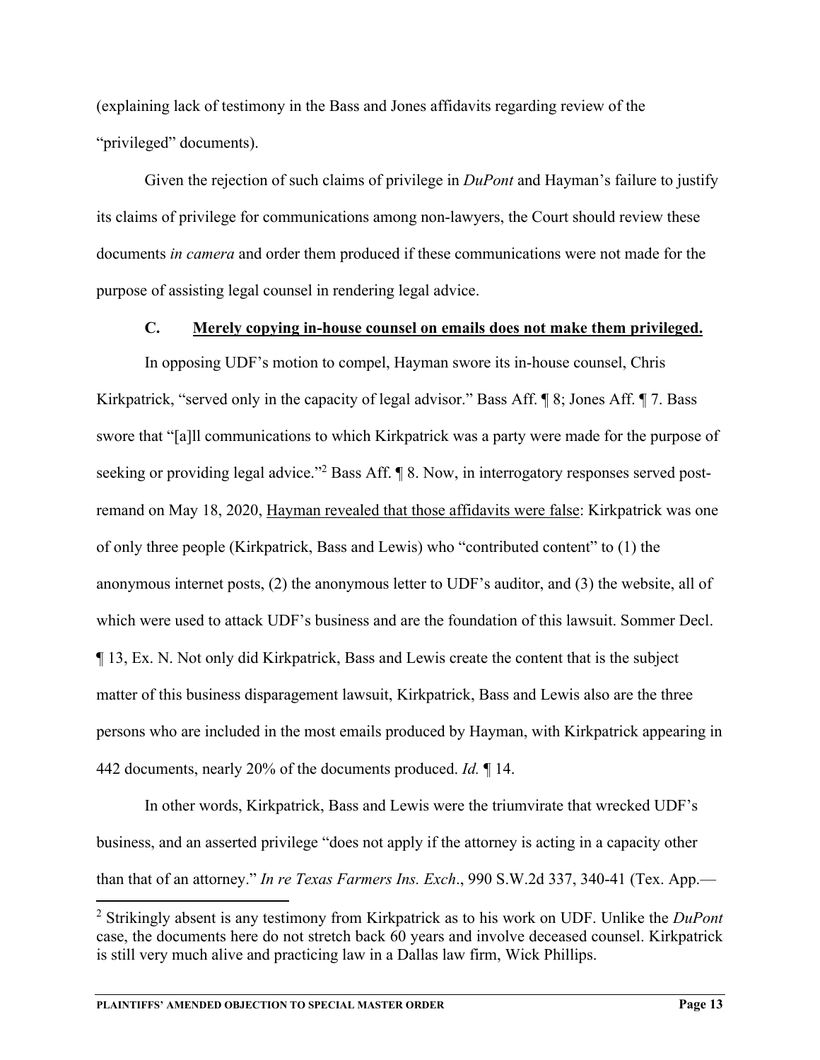(explaining lack of testimony in the Bass and Jones affidavits regarding review of the "privileged" documents).

Given the rejection of such claims of privilege in *DuPont* and Hayman's failure to justify its claims of privilege for communications among non-lawyers, the Court should review these documents *in camera* and order them produced if these communications were not made for the purpose of assisting legal counsel in rendering legal advice.

### C. Merely copying in-house counsel on emails does not make them privileged.

In opposing UDF's motion to compel, Hayman swore its in-house counsel, Chris Kirkpatrick, "served only in the capacity of legal advisor." Bass Aff. ¶ 8; Jones Aff. ¶ 7. Bass swore that "[a]ll communications to which Kirkpatrick was a party were made for the purpose of seeking or providing legal advice."[2] Bass Aff. ¶ 8. Now, in interrogatory responses served post-remand on May 18, 2020, <u>Hayman revealed that those affidavits were false</u>: Kirkpatrick was one of only three people (Kirkpatrick, Bass and Lewis) who "contributed content" to (1) the anonymous internet posts, (2) the anonymous letter to UDF's auditor, and (3) the website, all of which were used to attack UDF's business and are the foundation of this lawsuit. Sommer Decl. ¶ 13, Ex. N. Not only did Kirkpatrick, Bass and Lewis create the content that is the subject matter of this business disparagement lawsuit, Kirkpatrick, Bass and Lewis also are the three persons who are included in the most emails produced by Hayman, with Kirkpatrick appearing in 442 documents, nearly 20% of the documents produced. *Id.* ¶ 14.

In other words, Kirkpatrick, Bass and Lewis were the triumvirate that wrecked UDF's business, and an asserted privilege "does not apply if the attorney is acting in a capacity other than that of an attorney." *In re Texas Farmers Ins. Exch*., 990 S.W.2d 337, 340-41 (Tex. App.—

---

[2] Strikingly absent is any testimony from Kirkpatrick as to his work on UDF. Unlike the *DuPont* case, the documents here do not stretch back 60 years and involve deceased counsel. Kirkpatrick is still very much alive and practicing law in a Dallas law firm, Wick Phillips.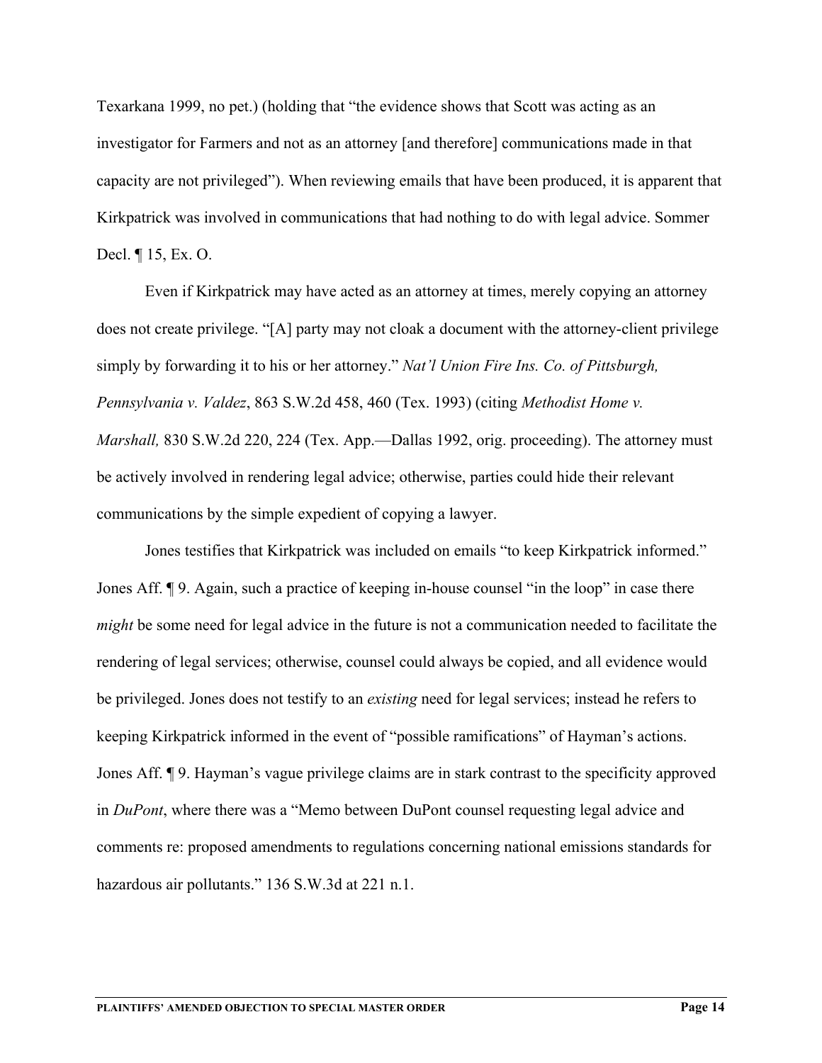Texarkana 1999, no pet.) (holding that "the evidence shows that Scott was acting as an investigator for Farmers and not as an attorney [and therefore] communications made in that capacity are not privileged"). When reviewing emails that have been produced, it is apparent that Kirkpatrick was involved in communications that had nothing to do with legal advice. Sommer Decl. ¶ 15, Ex. O.

Even if Kirkpatrick may have acted as an attorney at times, merely copying an attorney does not create privilege. "[A] party may not cloak a document with the attorney-client privilege simply by forwarding it to his or her attorney." *Nat'l Union Fire Ins. Co. of Pittsburgh, Pennsylvania v. Valdez*, 863 S.W.2d 458, 460 (Tex. 1993) (citing *Methodist Home v. Marshall,* 830 S.W.2d 220, 224 (Tex. App.—Dallas 1992, orig. proceeding). The attorney must be actively involved in rendering legal advice; otherwise, parties could hide their relevant communications by the simple expedient of copying a lawyer.

Jones testifies that Kirkpatrick was included on emails "to keep Kirkpatrick informed." Jones Aff. ¶ 9. Again, such a practice of keeping in-house counsel "in the loop" in case there *might* be some need for legal advice in the future is not a communication needed to facilitate the rendering of legal services; otherwise, counsel could always be copied, and all evidence would be privileged. Jones does not testify to an *existing* need for legal services; instead he refers to keeping Kirkpatrick informed in the event of "possible ramifications" of Hayman's actions. Jones Aff. ¶ 9. Hayman's vague privilege claims are in stark contrast to the specificity approved in *DuPont*, where there was a "Memo between DuPont counsel requesting legal advice and comments re: proposed amendments to regulations concerning national emissions standards for hazardous air pollutants." 136 S.W.3d at 221 n.1.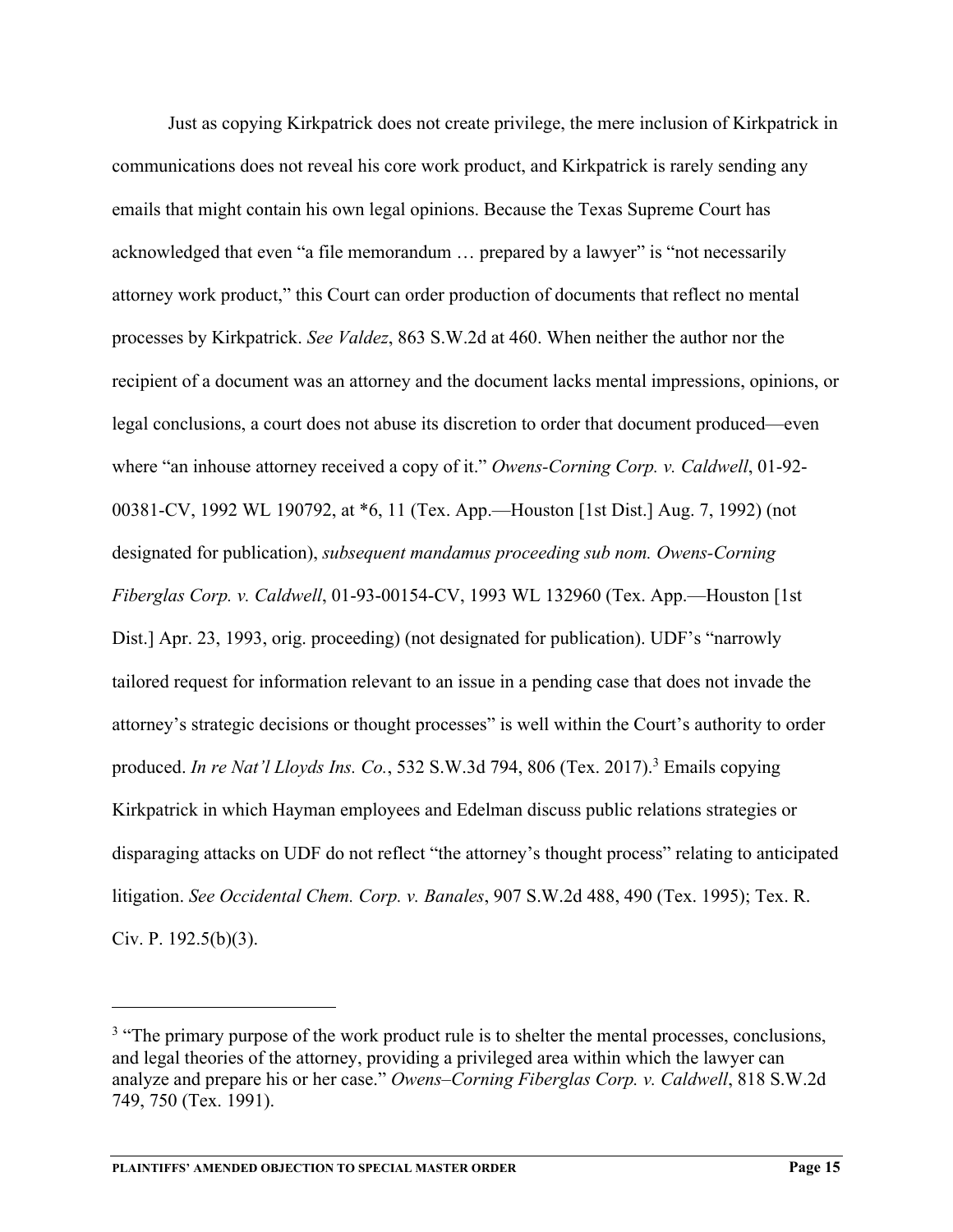Just as copying Kirkpatrick does not create privilege, the mere inclusion of Kirkpatrick in communications does not reveal his core work product, and Kirkpatrick is rarely sending any emails that might contain his own legal opinions. Because the Texas Supreme Court has acknowledged that even "a file memorandum … prepared by a lawyer" is "not necessarily attorney work product," this Court can order production of documents that reflect no mental processes by Kirkpatrick. *See Valdez*, 863 S.W.2d at 460. When neither the author nor the recipient of a document was an attorney and the document lacks mental impressions, opinions, or legal conclusions, a court does not abuse its discretion to order that document produced—even where "an inhouse attorney received a copy of it." *Owens-Corning Corp. v. Caldwell*, 01-92-00381-CV, 1992 WL 190792, at *6, 11 (Tex. App.—Houston [1st Dist.] Aug. 7, 1992) (not designated for publication), *subsequent mandamus proceeding sub nom. Owens-Corning Fiberglas Corp. v. Caldwell*, 01-93-00154-CV, 1993 WL 132960 (Tex. App.—Houston [1st Dist.] Apr. 23, 1993, orig. proceeding) (not designated for publication). UDF's "narrowly tailored request for information relevant to an issue in a pending case that does not invade the attorney's strategic decisions or thought processes" is well within the Court's authority to order produced. *In re Nat'l Lloyds Ins. Co.*, 532 S.W.3d 794, 806 (Tex. 2017).[3] Emails copying Kirkpatrick in which Hayman employees and Edelman discuss public relations strategies or disparaging attacks on UDF do not reflect "the attorney's thought process" relating to anticipated litigation. *See Occidental Chem. Corp. v. Banales*, 907 S.W.2d 488, 490 (Tex. 1995); Tex. R. Civ. P. 192.5(b)(3).

---

[3] "The primary purpose of the work product rule is to shelter the mental processes, conclusions, and legal theories of the attorney, providing a privileged area within which the lawyer can analyze and prepare his or her case." *Owens–Corning Fiberglas Corp. v. Caldwell*, 818 S.W.2d 749, 750 (Tex. 1991).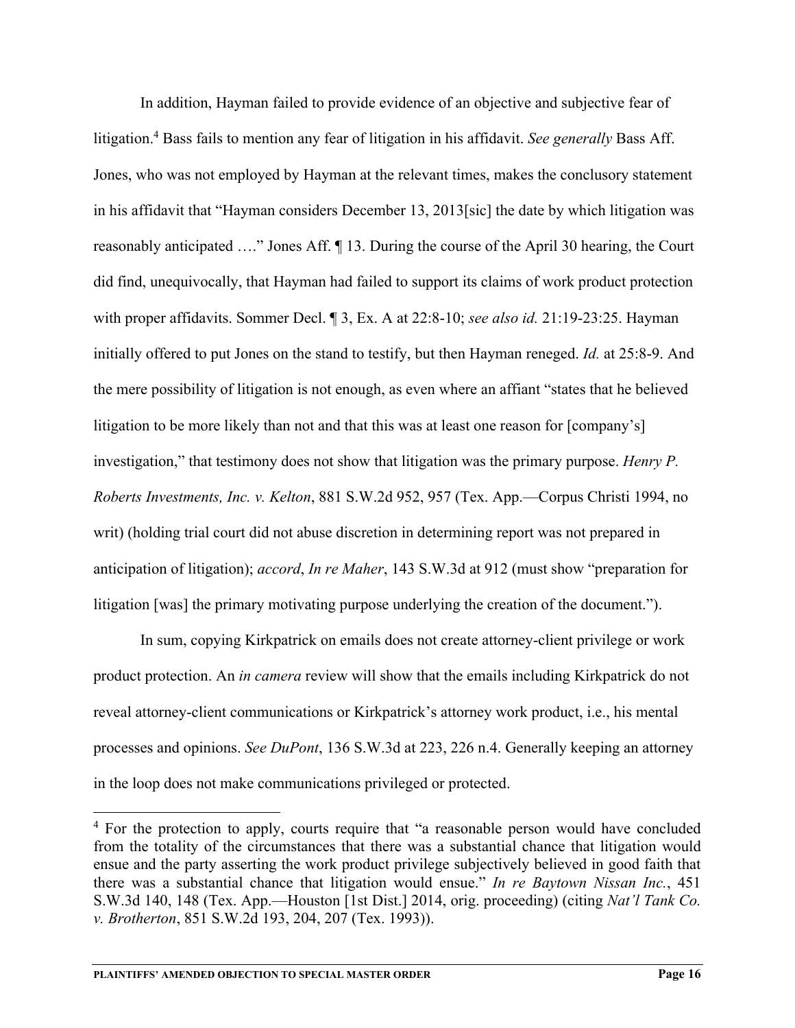In addition, Hayman failed to provide evidence of an objective and subjective fear of litigation.[4] Bass fails to mention any fear of litigation in his affidavit. *See generally* Bass Aff. Jones, who was not employed by Hayman at the relevant times, makes the conclusory statement in his affidavit that "Hayman considers December 13, 2013[sic] the date by which litigation was reasonably anticipated …." Jones Aff. ¶ 13. During the course of the April 30 hearing, the Court did find, unequivocally, that Hayman had failed to support its claims of work product protection with proper affidavits. Sommer Decl. ¶ 3, Ex. A at 22:8-10; *see also id.* 21:19-23:25. Hayman initially offered to put Jones on the stand to testify, but then Hayman reneged. *Id.* at 25:8-9. And the mere possibility of litigation is not enough, as even where an affiant "states that he believed litigation to be more likely than not and that this was at least one reason for [company's] investigation," that testimony does not show that litigation was the primary purpose. *Henry P. Roberts Investments, Inc. v. Kelton*, 881 S.W.2d 952, 957 (Tex. App.—Corpus Christi 1994, no writ) (holding trial court did not abuse discretion in determining report was not prepared in anticipation of litigation); *accord*, *In re Maher*, 143 S.W.3d at 912 (must show "preparation for litigation [was] the primary motivating purpose underlying the creation of the document.").

In sum, copying Kirkpatrick on emails does not create attorney-client privilege or work product protection. An *in camera* review will show that the emails including Kirkpatrick do not reveal attorney-client communications or Kirkpatrick's attorney work product, i.e., his mental processes and opinions. *See DuPont*, 136 S.W.3d at 223, 226 n.4. Generally keeping an attorney in the loop does not make communications privileged or protected.

---

[4] For the protection to apply, courts require that "a reasonable person would have concluded from the totality of the circumstances that there was a substantial chance that litigation would ensue and the party asserting the work product privilege subjectively believed in good faith that there was a substantial chance that litigation would ensue." *In re Baytown Nissan Inc.*, 451 S.W.3d 140, 148 (Tex. App.—Houston [1st Dist.] 2014, orig. proceeding) (citing *Nat'l Tank Co. v. Brotherton*, 851 S.W.2d 193, 204, 207 (Tex. 1993)).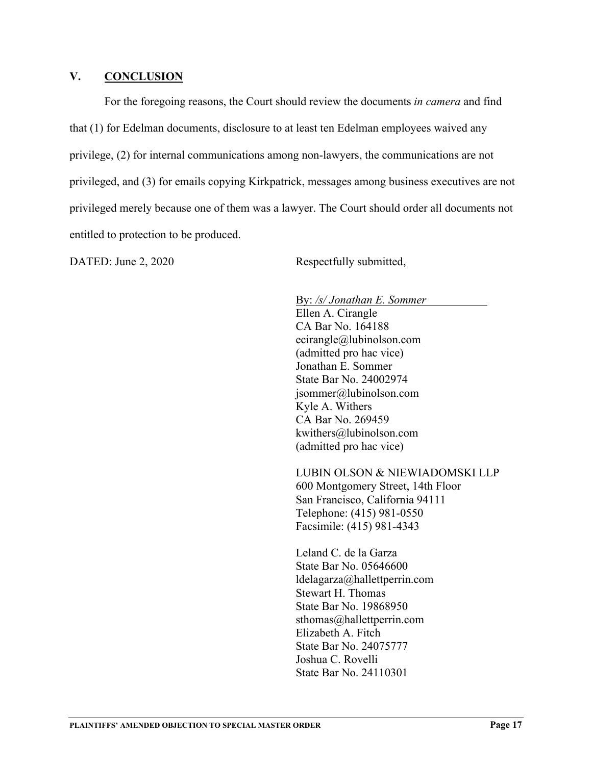## V. CONCLUSION

For the foregoing reasons, the Court should review the documents *in camera* and find that (1) for Edelman documents, disclosure to at least ten Edelman employees waived any privilege, (2) for internal communications among non-lawyers, the communications are not privileged, and (3) for emails copying Kirkpatrick, messages among business executives are not privileged merely because one of them was a lawyer. The Court should order all documents not entitled to protection to be produced.

DATED: June 2, 2020

Respectfully submitted,

By: */s/ Jonathan E. Sommer*
Ellen A. Cirangle
CA Bar No. 164188
ecirangle@lubinolson.com
(admitted pro hac vice)
Jonathan E. Sommer
State Bar No. 24002974
jsommer@lubinolson.com
Kyle A. Withers
CA Bar No. 269459
kwithers@lubinolson.com
(admitted pro hac vice)

LUBIN OLSON & NIEWIADOMSKI LLP
600 Montgomery Street, 14th Floor
San Francisco, California 94111
Telephone: (415) 981-0550
Facsimile: (415) 981-4343

Leland C. de la Garza
State Bar No. 05646600
ldelagarza@hallettperrin.com
Stewart H. Thomas
State Bar No. 19868950
sthomas@hallettperrin.com
Elizabeth A. Fitch
State Bar No. 24075777
Joshua C. Rovelli
State Bar No. 24110301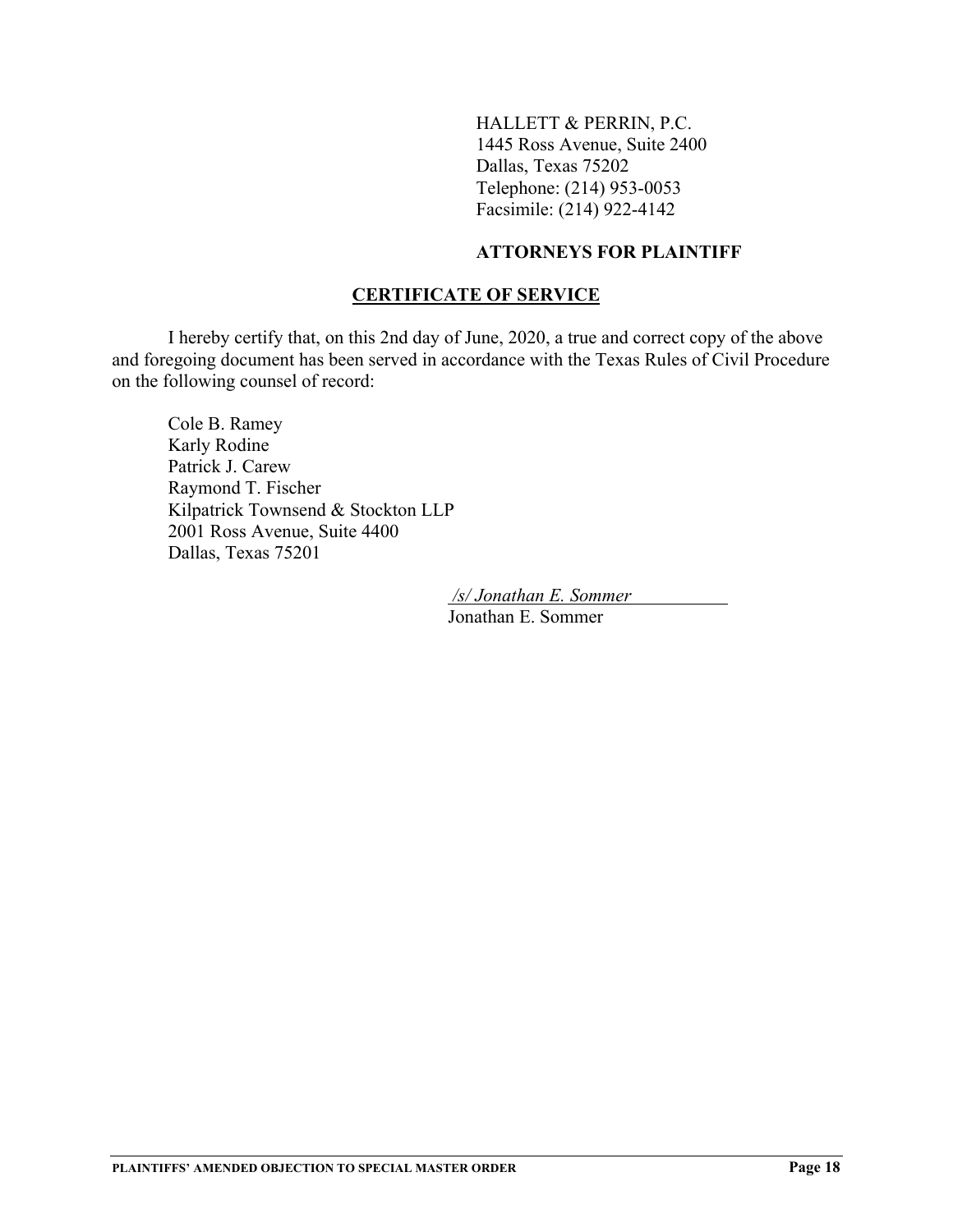HALLETT & PERRIN, P.C.
1445 Ross Avenue, Suite 2400
Dallas, Texas 75202
Telephone: (214) 953-0053
Facsimile: (214) 922-4142

**ATTORNEYS FOR PLAINTIFF**

## CERTIFICATE OF SERVICE

I hereby certify that, on this 2nd day of June, 2020, a true and correct copy of the above and foregoing document has been served in accordance with the Texas Rules of Civil Procedure on the following counsel of record:

Cole B. Ramey
Karly Rodine
Patrick J. Carew
Raymond T. Fischer
Kilpatrick Townsend & Stockton LLP
2001 Ross Avenue, Suite 4400
Dallas, Texas 75201

*/s/ Jonathan E. Sommer*
Jonathan E. Sommer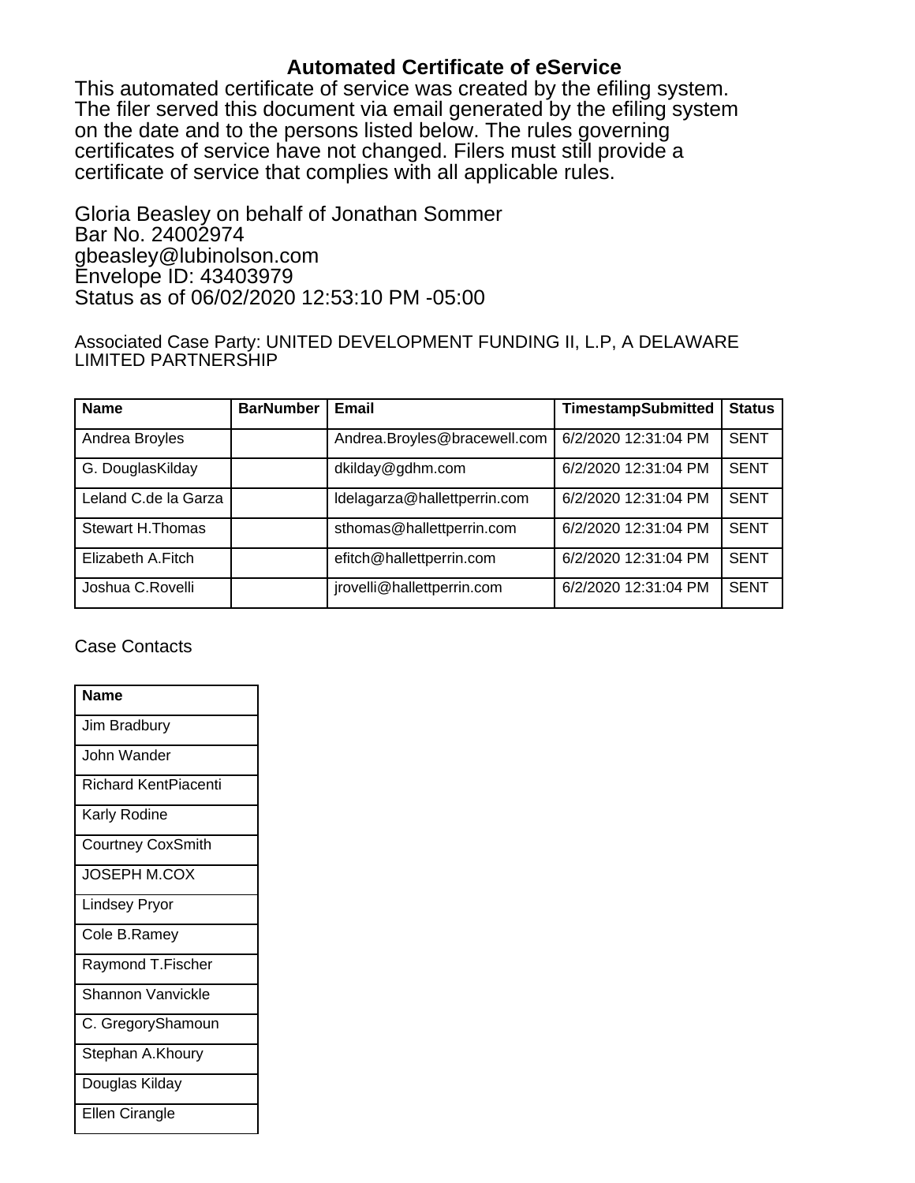# Automated Certificate of eService

This automated certificate of service was created by the efiling system. The filer served this document via email generated by the efiling system on the date and to the persons listed below. The rules governing certificates of service have not changed. Filers must still provide a certificate of service that complies with all applicable rules.

Gloria Beasley on behalf of Jonathan Sommer
Bar No. 24002974
gbeasley@lubinolson.com
Envelope ID: 43403979
Status as of 06/02/2020 12:53:10 PM -05:00

Associated Case Party: UNITED DEVELOPMENT FUNDING II, L.P, A DELAWARE LIMITED PARTNERSHIP

| Name | BarNumber | Email | TimestampSubmitted | Status |
|---|---|---|---|---|
| Andrea Broyles | | Andrea.Broyles@bracewell.com | 6/2/2020 12:31:04 PM | SENT |
| G. DouglasKilday | | dkilday@gdhm.com | 6/2/2020 12:31:04 PM | SENT |
| Leland C.de la Garza | | ldelagarza@hallettperrin.com | 6/2/2020 12:31:04 PM | SENT |
| Stewart H.Thomas | | sthomas@hallettperrin.com | 6/2/2020 12:31:04 PM | SENT |
| Elizabeth A.Fitch | | efitch@hallettperrin.com | 6/2/2020 12:31:04 PM | SENT |
| Joshua C.Rovelli | | jrovelli@hallettperrin.com | 6/2/2020 12:31:04 PM | SENT |

Case Contacts

| Name |
|---|
| Jim Bradbury |
| John Wander |
| Richard KentPiacenti |
| Karly Rodine |
| Courtney CoxSmith |
| JOSEPH M.COX |
| Lindsey Pryor |
| Cole B.Ramey |
| Raymond T.Fischer |
| Shannon Vanvickle |
| C. GregoryShamoun |
| Stephan A.Khoury |
| Douglas Kilday |
| Ellen Cirangle |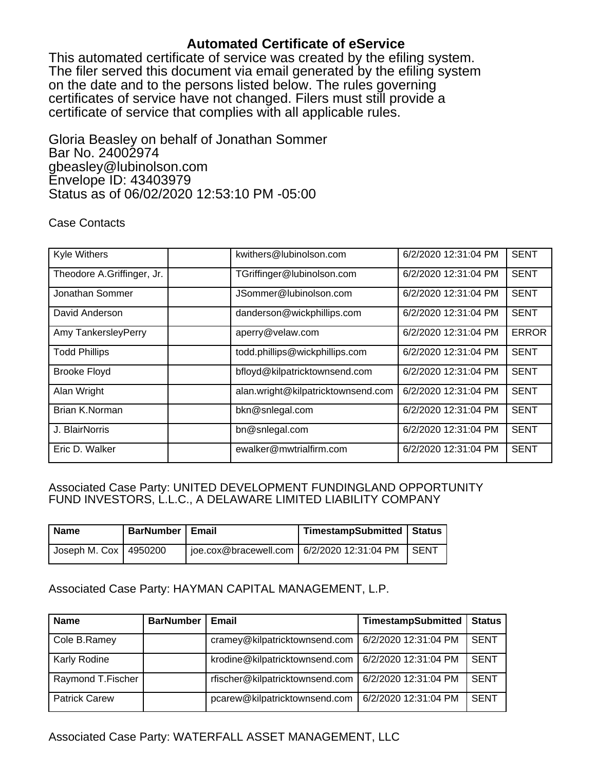# Automated Certificate of eService

This automated certificate of service was created by the efiling system. The filer served this document via email generated by the efiling system on the date and to the persons listed below. The rules governing certificates of service have not changed. Filers must still provide a certificate of service that complies with all applicable rules.

Gloria Beasley on behalf of Jonathan Sommer
Bar No. 24002974
gbeasley@lubinolson.com
Envelope ID: 43403979
Status as of 06/02/2020 12:53:10 PM -05:00

Case Contacts

| | | | | |
|---|---|---|---|---|
| Kyle Withers | | kwithers@lubinolson.com | 6/2/2020 12:31:04 PM | SENT |
| Theodore A.Griffinger, Jr. | | TGriffinger@lubinolson.com | 6/2/2020 12:31:04 PM | SENT |
| Jonathan Sommer | | JSommer@lubinolson.com | 6/2/2020 12:31:04 PM | SENT |
| David Anderson | | danderson@wickphillips.com | 6/2/2020 12:31:04 PM | SENT |
| Amy TankersleyPerry | | aperry@velaw.com | 6/2/2020 12:31:04 PM | ERROR |
| Todd Phillips | | todd.phillips@wickphillips.com | 6/2/2020 12:31:04 PM | SENT |
| Brooke Floyd | | bfloyd@kilpatricktownsend.com | 6/2/2020 12:31:04 PM | SENT |
| Alan Wright | | alan.wright@kilpatricktownsend.com | 6/2/2020 12:31:04 PM | SENT |
| Brian K.Norman | | bkn@snlegal.com | 6/2/2020 12:31:04 PM | SENT |
| J. BlairNorris | | bn@snlegal.com | 6/2/2020 12:31:04 PM | SENT |
| Eric D. Walker | | ewalker@mwtrialfirm.com | 6/2/2020 12:31:04 PM | SENT |

Associated Case Party: UNITED DEVELOPMENT FUNDINGLAND OPPORTUNITY FUND INVESTORS, L.L.C., A DELAWARE LIMITED LIABILITY COMPANY

| Name | BarNumber | Email | TimestampSubmitted | Status |
|---|---|---|---|---|
| Joseph M. Cox | 4950200 | joe.cox@bracewell.com | 6/2/2020 12:31:04 PM | SENT |

Associated Case Party: HAYMAN CAPITAL MANAGEMENT, L.P.

| Name | BarNumber | Email | TimestampSubmitted | Status |
|---|---|---|---|---|
| Cole B.Ramey | | cramey@kilpatricktownsend.com | 6/2/2020 12:31:04 PM | SENT |
| Karly Rodine | | krodine@kilpatricktownsend.com | 6/2/2020 12:31:04 PM | SENT |
| Raymond T.Fischer | | rfischer@kilpatricktownsend.com | 6/2/2020 12:31:04 PM | SENT |
| Patrick Carew | | pcarew@kilpatricktownsend.com | 6/2/2020 12:31:04 PM | SENT |

Associated Case Party: WATERFALL ASSET MANAGEMENT, LLC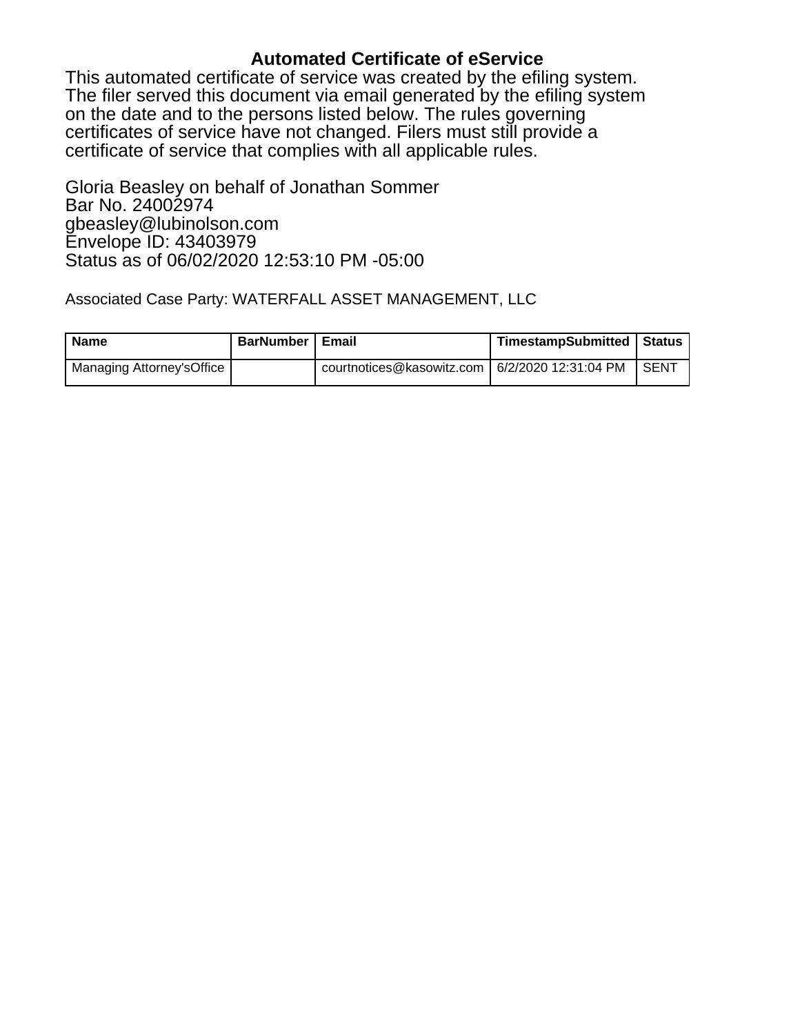## Automated Certificate of eService

This automated certificate of service was created by the efiling system. The filer served this document via email generated by the efiling system on the date and to the persons listed below. The rules governing certificates of service have not changed. Filers must still provide a certificate of service that complies with all applicable rules.

Gloria Beasley on behalf of Jonathan Sommer
Bar No. 24002974
gbeasley@lubinolson.com
Envelope ID: 43403979
Status as of 06/02/2020 12:53:10 PM -05:00

Associated Case Party: WATERFALL ASSET MANAGEMENT, LLC

| Name | BarNumber | Email | TimestampSubmitted | Status |
| --- | --- | --- | --- | --- |
| Managing Attorney'sOffice | | courtnotices@kasowitz.com | 6/2/2020 12:31:04 PM | SENT |